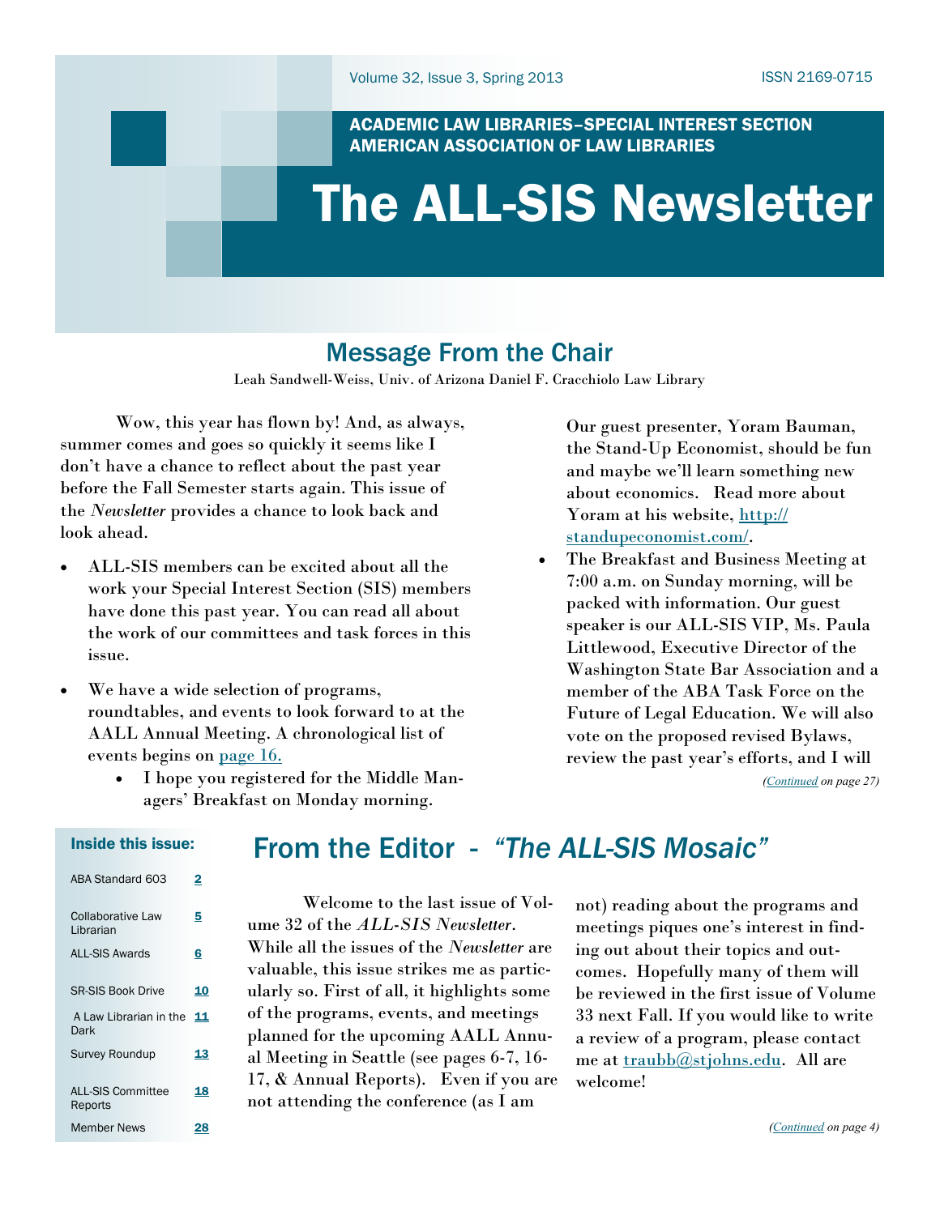Volume 32, Issue 3, Spring 2013 ISSN 2169-0715

ACADEMIC LAW LIBRARIES–SPECIAL INTEREST SECTION
AMERICAN ASSOCIATION OF LAW LIBRARIES

# The ALL-SIS Newsletter

## Message From the Chair

Leah Sandwell-Weiss, Univ. of Arizona Daniel F. Cracchiolo Law Library

Wow, this year has flown by! And, as always, summer comes and goes so quickly it seems like I don't have a chance to reflect about the past year before the Fall Semester starts again. This issue of the *Newsletter* provides a chance to look back and look ahead.

- ALL-SIS members can be excited about all the work your Special Interest Section (SIS) members have done this past year. You can read all about the work of our committees and task forces in this issue.
- We have a wide selection of programs, roundtables, and events to look forward to at the AALL Annual Meeting. A chronological list of events begins on page 16.
    - I hope you registered for the Middle Managers' Breakfast on Monday morning. Our guest presenter, Yoram Bauman, the Stand-Up Economist, should be fun and maybe we'll learn something new about economics. Read more about Yoram at his website, http://standupeconomist.com/.
- The Breakfast and Business Meeting at 7:00 a.m. on Sunday morning, will be packed with information. Our guest speaker is our ALL-SIS VIP, Ms. Paula Littlewood, Executive Director of the Washington State Bar Association and a member of the ABA Task Force on the Future of Legal Education. We will also vote on the proposed revised Bylaws, review the past year's efforts, and I will

*(Continued on page 27)*

### Inside this issue:

| | |
|---|---|
| ABA Standard 603 | 2 |
| Collaborative Law Librarian | 5 |
| ALL-SIS Awards | 6 |
| SR-SIS Book Drive | 10 |
| A Law Librarian in the Dark | 11 |
| Survey Roundup | 13 |
| ALL-SIS Committee Reports | 18 |
| Member News | 28 |

## From the Editor - *"The ALL-SIS Mosaic"*

Welcome to the last issue of Volume 32 of the *ALL-SIS Newsletter*. While all the issues of the *Newsletter* are valuable, this issue strikes me as particularly so. First of all, it highlights some of the programs, events, and meetings planned for the upcoming AALL Annual Meeting in Seattle (see pages 6-7, 16-17, & Annual Reports). Even if you are not attending the conference (as I am not) reading about the programs and meetings piques one's interest in finding out about their topics and outcomes. Hopefully many of them will be reviewed in the first issue of Volume 33 next Fall. If you would like to write a review of a program, please contact me at traubb@stjohns.edu. All are welcome!

*(Continued on page 4)*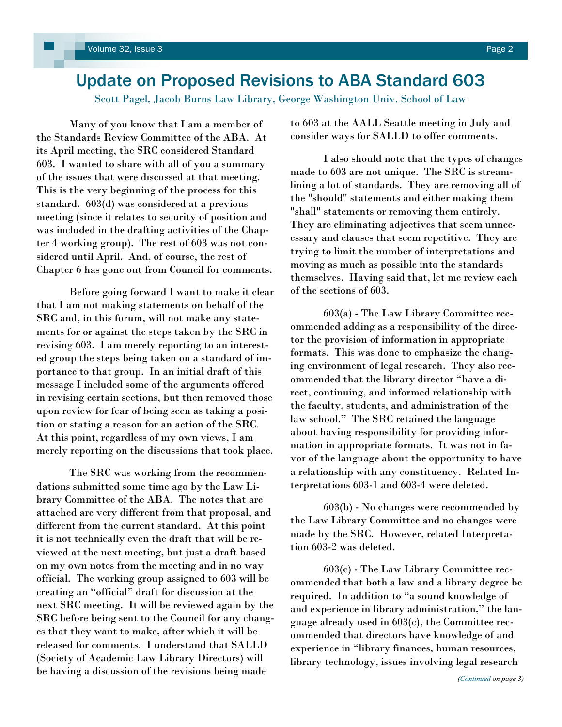# Update on Proposed Revisions to ABA Standard 603

Scott Pagel, Jacob Burns Law Library, George Washington Univ. School of Law

Many of you know that I am a member of the Standards Review Committee of the ABA. At its April meeting, the SRC considered Standard 603. I wanted to share with all of you a summary of the issues that were discussed at that meeting. This is the very beginning of the process for this standard. 603(d) was considered at a previous meeting (since it relates to security of position and was included in the drafting activities of the Chapter 4 working group). The rest of 603 was not considered until April. And, of course, the rest of Chapter 6 has gone out from Council for comments.

Before going forward I want to make it clear that I am not making statements on behalf of the SRC and, in this forum, will not make any statements for or against the steps taken by the SRC in revising 603. I am merely reporting to an interested group the steps being taken on a standard of importance to that group. In an initial draft of this message I included some of the arguments offered in revising certain sections, but then removed those upon review for fear of being seen as taking a position or stating a reason for an action of the SRC. At this point, regardless of my own views, I am merely reporting on the discussions that took place.

The SRC was working from the recommendations submitted some time ago by the Law Library Committee of the ABA. The notes that are attached are very different from that proposal, and different from the current standard. At this point it is not technically even the draft that will be reviewed at the next meeting, but just a draft based on my own notes from the meeting and in no way official. The working group assigned to 603 will be creating an "official" draft for discussion at the next SRC meeting. It will be reviewed again by the SRC before being sent to the Council for any changes that they want to make, after which it will be released for comments. I understand that SALLD (Society of Academic Law Library Directors) will be having a discussion of the revisions being made to 603 at the AALL Seattle meeting in July and consider ways for SALLD to offer comments.

I also should note that the types of changes made to 603 are not unique. The SRC is streamlining a lot of standards. They are removing all of the "should" statements and either making them "shall" statements or removing them entirely. They are eliminating adjectives that seem unnecessary and clauses that seem repetitive. They are trying to limit the number of interpretations and moving as much as possible into the standards themselves. Having said that, let me review each of the sections of 603.

603(a) - The Law Library Committee recommended adding as a responsibility of the director the provision of information in appropriate formats. This was done to emphasize the changing environment of legal research. They also recommended that the library director "have a direct, continuing, and informed relationship with the faculty, students, and administration of the law school." The SRC retained the language about having responsibility for providing information in appropriate formats. It was not in favor of the language about the opportunity to have a relationship with any constituency. Related Interpretations 603-1 and 603-4 were deleted.

603(b) - No changes were recommended by the Law Library Committee and no changes were made by the SRC. However, related Interpretation 603-2 was deleted.

603(c) - The Law Library Committee recommended that both a law and a library degree be required. In addition to "a sound knowledge of and experience in library administration," the language already used in 603(c), the Committee recommended that directors have knowledge of and experience in "library finances, human resources, library technology, issues involving legal research

*(Continued on page 3)*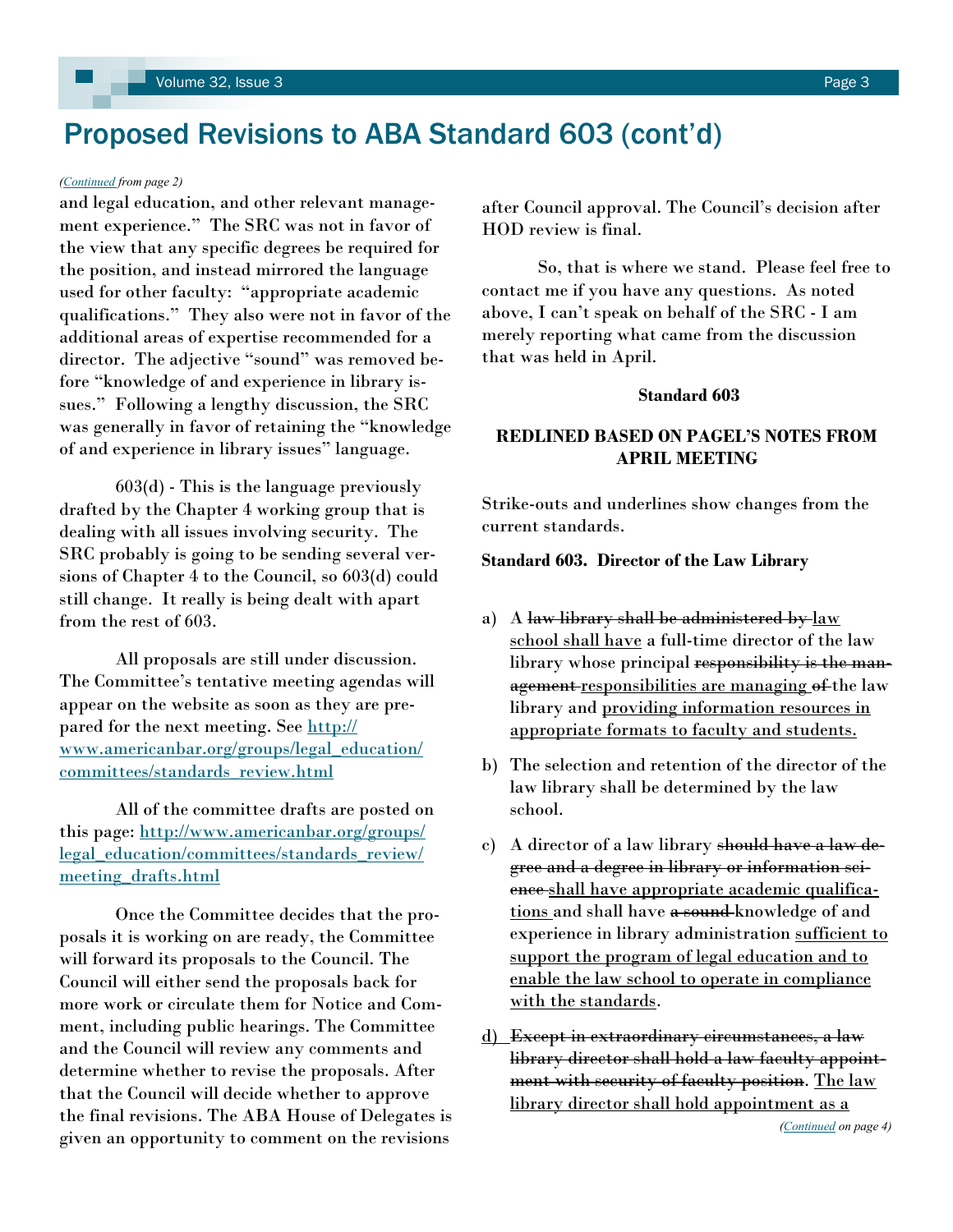# Proposed Revisions to ABA Standard 603 (cont'd)

*(Continued from page 2)*

and legal education, and other relevant management experience." The SRC was not in favor of the view that any specific degrees be required for the position, and instead mirrored the language used for other faculty: "appropriate academic qualifications." They also were not in favor of the additional areas of expertise recommended for a director. The adjective "sound" was removed before "knowledge of and experience in library issues." Following a lengthy discussion, the SRC was generally in favor of retaining the "knowledge of and experience in library issues" language.

603(d) - This is the language previously drafted by the Chapter 4 working group that is dealing with all issues involving security. The SRC probably is going to be sending several versions of Chapter 4 to the Council, so 603(d) could still change. It really is being dealt with apart from the rest of 603.

All proposals are still under discussion. The Committee's tentative meeting agendas will appear on the website as soon as they are prepared for the next meeting. See http://www.americanbar.org/groups/legal_education/committees/standards_review.html

All of the committee drafts are posted on this page: http://www.americanbar.org/groups/legal_education/committees/standards_review/meeting_drafts.html

Once the Committee decides that the proposals it is working on are ready, the Committee will forward its proposals to the Council. The Council will either send the proposals back for more work or circulate them for Notice and Comment, including public hearings. The Committee and the Council will review any comments and determine whether to revise the proposals. After that the Council will decide whether to approve the final revisions. The ABA House of Delegates is given an opportunity to comment on the revisions after Council approval. The Council's decision after HOD review is final.

So, that is where we stand. Please feel free to contact me if you have any questions. As noted above, I can't speak on behalf of the SRC - I am merely reporting what came from the discussion that was held in April.

**Standard 603**

**REDLINED BASED ON PAGEL'S NOTES FROM APRIL MEETING**

Strike-outs and underlines show changes from the current standards.

**Standard 603. Director of the Law Library**

a) A ~~law library shall be administered by~~ <u>law school shall have</u> a full-time director of the law library whose principal ~~responsibility is the management~~ <u>responsibilities are managing</u> ~~of~~ the law library and <u>providing information resources in appropriate formats to faculty and students.</u>

b) The selection and retention of the director of the law library shall be determined by the law school.

c) A director of a law library ~~should have a law degree and a degree in library or information science~~ <u>shall have appropriate academic qualifications</u> and shall have ~~a sound~~ knowledge of and experience in library administration <u>sufficient to support the program of legal education and to enable the law school to operate in compliance with the standards</u>.

d) ~~Except in extraordinary circumstances, a law library director shall hold a law faculty appointment with security of faculty position~~. <u>The law library director shall hold appointment as a</u>

*(Continued on page 4)*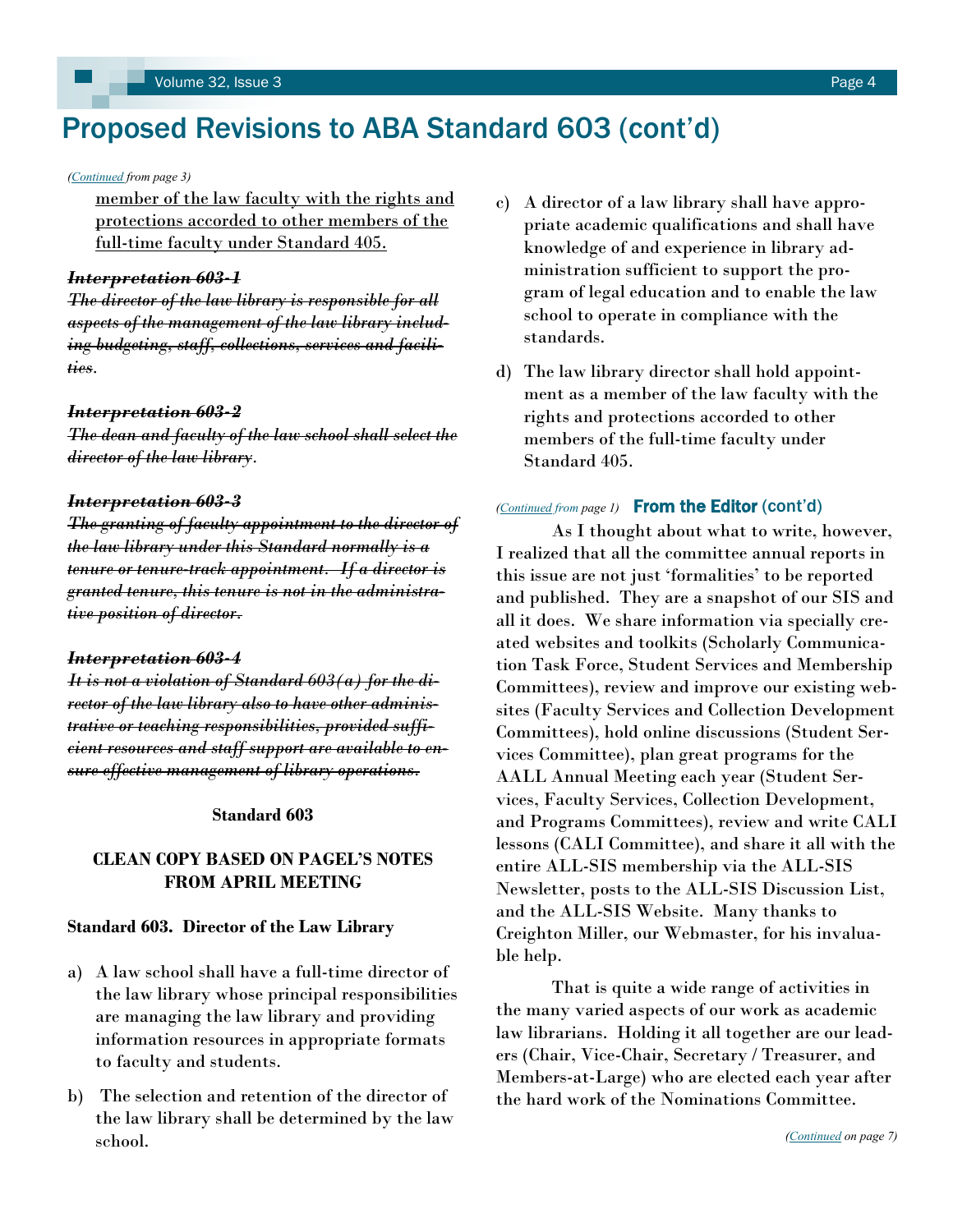# Proposed Revisions to ABA Standard 603 (cont'd)

*(Continued from page 3)*

<u>member of the law faculty with the rights and protections accorded to other members of the full-time faculty under Standard 405.</u>

***~~Interpretation 603-1~~***

***~~The director of the law library is responsible for all aspects of the management of the law library including budgeting, staff, collections, services and facilities~~***.

***~~Interpretation 603-2~~***

***~~The dean and faculty of the law school shall select the director of the law library~~***.

***~~Interpretation 603-3~~***

***~~The granting of faculty appointment to the director of the law library under this Standard normally is a tenure or tenure-track appointment. If a director is granted tenure, this tenure is not in the administrative position of director.~~***

***~~Interpretation 603-4~~***

***~~It is not a violation of Standard 603(a) for the director of the law library also to have other administrative or teaching responsibilities, provided sufficient resources and staff support are available to ensure effective management of library operations.~~***

**Standard 603**

**CLEAN COPY BASED ON PAGEL'S NOTES FROM APRIL MEETING**

**Standard 603. Director of the Law Library**

a) A law school shall have a full-time director of the law library whose principal responsibilities are managing the law library and providing information resources in appropriate formats to faculty and students.

b) The selection and retention of the director of the law library shall be determined by the law school.

c) A director of a law library shall have appropriate academic qualifications and shall have knowledge of and experience in library administration sufficient to support the program of legal education and to enable the law school to operate in compliance with the standards.

d) The law library director shall hold appointment as a member of the law faculty with the rights and protections accorded to other members of the full-time faculty under Standard 405.

*(Continued from page 1)* **From the Editor (cont'd)**

As I thought about what to write, however, I realized that all the committee annual reports in this issue are not just 'formalities' to be reported and published. They are a snapshot of our SIS and all it does. We share information via specially created websites and toolkits (Scholarly Communication Task Force, Student Services and Membership Committees), review and improve our existing websites (Faculty Services and Collection Development Committees), hold online discussions (Student Services Committee), plan great programs for the AALL Annual Meeting each year (Student Services, Faculty Services, Collection Development, and Programs Committees), review and write CALI lessons (CALI Committee), and share it all with the entire ALL-SIS membership via the ALL-SIS Newsletter, posts to the ALL-SIS Discussion List, and the ALL-SIS Website. Many thanks to Creighton Miller, our Webmaster, for his invaluable help.

That is quite a wide range of activities in the many varied aspects of our work as academic law librarians. Holding it all together are our leaders (Chair, Vice-Chair, Secretary / Treasurer, and Members-at-Large) who are elected each year after the hard work of the Nominations Committee.

*(Continued on page 7)*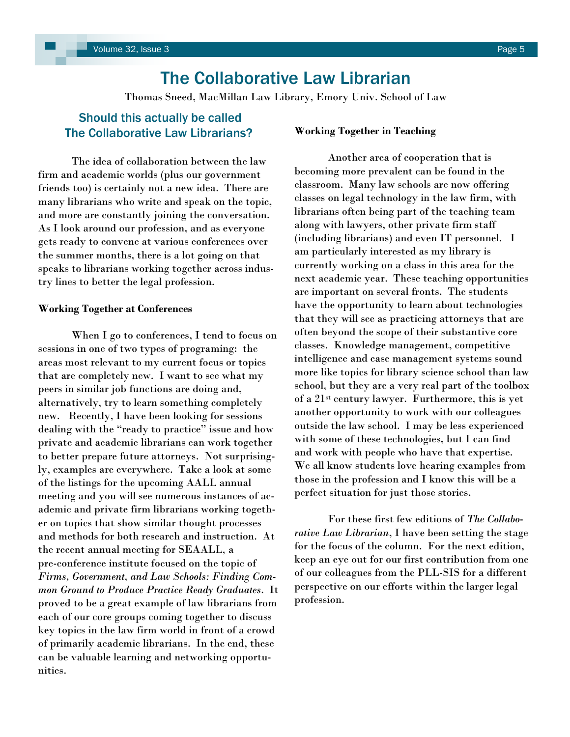# The Collaborative Law Librarian

Thomas Sneed, MacMillan Law Library, Emory Univ. School of Law

## Should this actually be called The Collaborative Law Librarians?

The idea of collaboration between the law firm and academic worlds (plus our government friends too) is certainly not a new idea. There are many librarians who write and speak on the topic, and more are constantly joining the conversation. As I look around our profession, and as everyone gets ready to convene at various conferences over the summer months, there is a lot going on that speaks to librarians working together across industry lines to better the legal profession.

**Working Together at Conferences**

When I go to conferences, I tend to focus on sessions in one of two types of programing: the areas most relevant to my current focus or topics that are completely new. I want to see what my peers in similar job functions are doing and, alternatively, try to learn something completely new. Recently, I have been looking for sessions dealing with the "ready to practice" issue and how private and academic librarians can work together to better prepare future attorneys. Not surprisingly, examples are everywhere. Take a look at some of the listings for the upcoming AALL annual meeting and you will see numerous instances of academic and private firm librarians working together on topics that show similar thought processes and methods for both research and instruction. At the recent annual meeting for SEAALL, a pre-conference institute focused on the topic of *Firms, Government, and Law Schools: Finding Common Ground to Produce Practice Ready Graduates*. It proved to be a great example of law librarians from each of our core groups coming together to discuss key topics in the law firm world in front of a crowd of primarily academic librarians. In the end, these can be valuable learning and networking opportunities.

**Working Together in Teaching**

Another area of cooperation that is becoming more prevalent can be found in the classroom. Many law schools are now offering classes on legal technology in the law firm, with librarians often being part of the teaching team along with lawyers, other private firm staff (including librarians) and even IT personnel. I am particularly interested as my library is currently working on a class in this area for the next academic year. These teaching opportunities are important on several fronts. The students have the opportunity to learn about technologies that they will see as practicing attorneys that are often beyond the scope of their substantive core classes. Knowledge management, competitive intelligence and case management systems sound more like topics for library science school than law school, but they are a very real part of the toolbox of a 21st century lawyer. Furthermore, this is yet another opportunity to work with our colleagues outside the law school. I may be less experienced with some of these technologies, but I can find and work with people who have that expertise. We all know students love hearing examples from those in the profession and I know this will be a perfect situation for just those stories.

For these first few editions of *The Collaborative Law Librarian*, I have been setting the stage for the focus of the column. For the next edition, keep an eye out for our first contribution from one of our colleagues from the PLL-SIS for a different perspective on our efforts within the larger legal profession.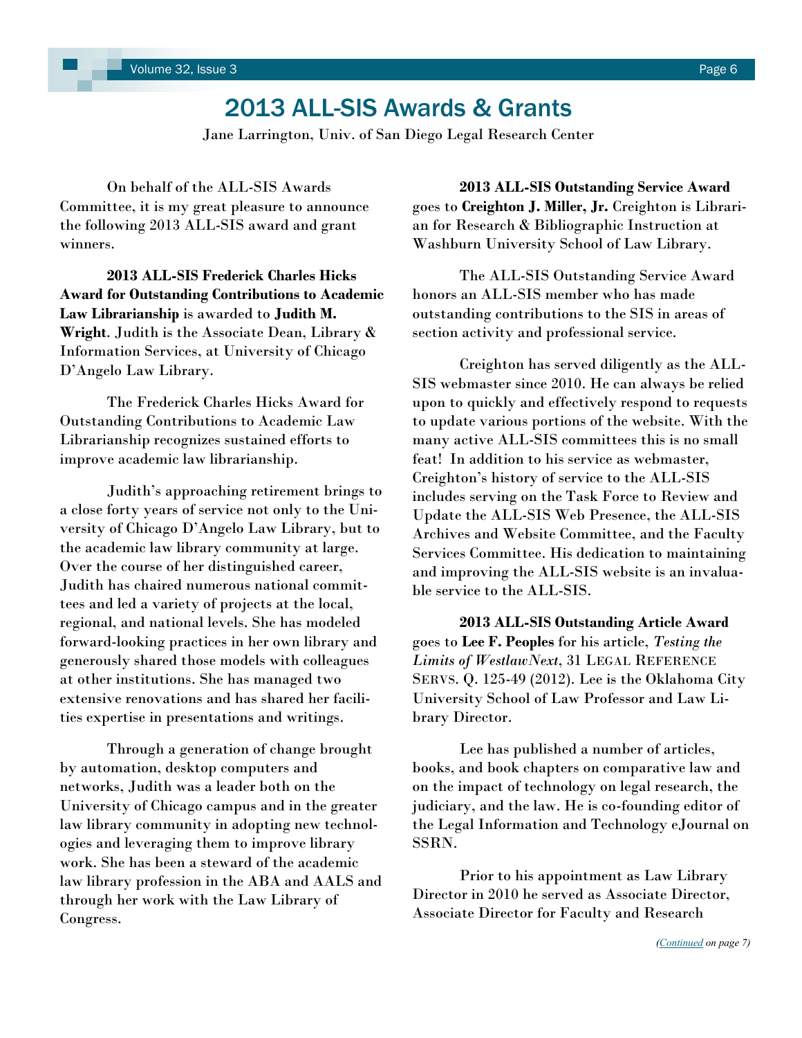# 2013 ALL-SIS Awards & Grants

Jane Larrington, Univ. of San Diego Legal Research Center

On behalf of the ALL-SIS Awards Committee, it is my great pleasure to announce the following 2013 ALL-SIS award and grant winners.

**2013 ALL-SIS Frederick Charles Hicks Award for Outstanding Contributions to Academic Law Librarianship** is awarded to **Judith M. Wright**. Judith is the Associate Dean, Library & Information Services, at University of Chicago D'Angelo Law Library.

The Frederick Charles Hicks Award for Outstanding Contributions to Academic Law Librarianship recognizes sustained efforts to improve academic law librarianship.

Judith's approaching retirement brings to a close forty years of service not only to the University of Chicago D'Angelo Law Library, but to the academic law library community at large. Over the course of her distinguished career, Judith has chaired numerous national committees and led a variety of projects at the local, regional, and national levels. She has modeled forward-looking practices in her own library and generously shared those models with colleagues at other institutions. She has managed two extensive renovations and has shared her facilities expertise in presentations and writings.

Through a generation of change brought by automation, desktop computers and networks, Judith was a leader both on the University of Chicago campus and in the greater law library community in adopting new technologies and leveraging them to improve library work. She has been a steward of the academic law library profession in the ABA and AALS and through her work with the Law Library of Congress.

**2013 ALL-SIS Outstanding Service Award** goes to **Creighton J. Miller, Jr.** Creighton is Librarian for Research & Bibliographic Instruction at Washburn University School of Law Library.

The ALL-SIS Outstanding Service Award honors an ALL-SIS member who has made outstanding contributions to the SIS in areas of section activity and professional service.

Creighton has served diligently as the ALL-SIS webmaster since 2010. He can always be relied upon to quickly and effectively respond to requests to update various portions of the website. With the many active ALL-SIS committees this is no small feat! In addition to his service as webmaster, Creighton's history of service to the ALL-SIS includes serving on the Task Force to Review and Update the ALL-SIS Web Presence, the ALL-SIS Archives and Website Committee, and the Faculty Services Committee. His dedication to maintaining and improving the ALL-SIS website is an invaluable service to the ALL-SIS.

**2013 ALL-SIS Outstanding Article Award** goes to **Lee F. Peoples** for his article, *Testing the Limits of WestlawNext*, 31 LEGAL REFERENCE SERVS. Q. 125-49 (2012). Lee is the Oklahoma City University School of Law Professor and Law Library Director.

Lee has published a number of articles, books, and book chapters on comparative law and on the impact of technology on legal research, the judiciary, and the law. He is co-founding editor of the Legal Information and Technology eJournal on SSRN.

Prior to his appointment as Law Library Director in 2010 he served as Associate Director, Associate Director for Faculty and Research

*(Continued on page 7)*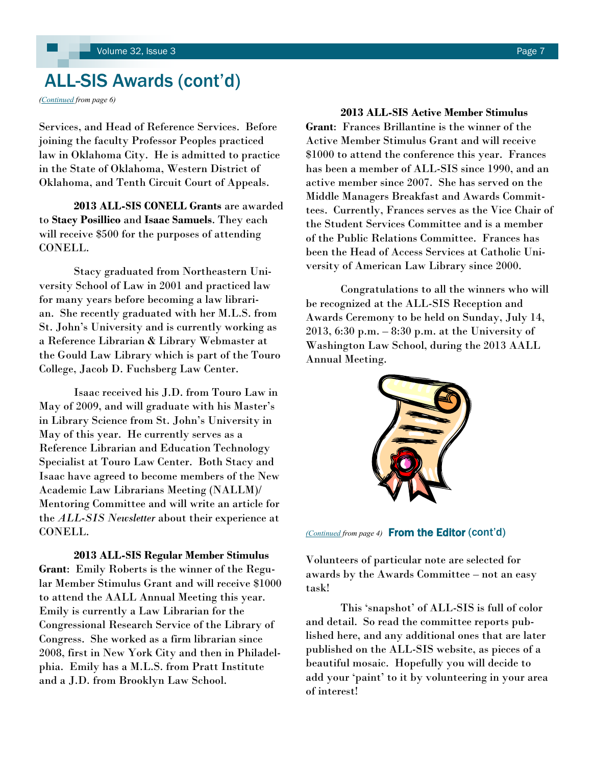## ALL-SIS Awards (cont'd)

*(Continued from page 6)*

Services, and Head of Reference Services. Before joining the faculty Professor Peoples practiced law in Oklahoma City. He is admitted to practice in the State of Oklahoma, Western District of Oklahoma, and Tenth Circuit Court of Appeals.

**2013 ALL-SIS CONELL Grants** are awarded to **Stacy Posillico** and **Isaac Samuels**. They each will receive $500 for the purposes of attending CONELL.

Stacy graduated from Northeastern University School of Law in 2001 and practiced law for many years before becoming a law librarian. She recently graduated with her M.L.S. from St. John's University and is currently working as a Reference Librarian & Library Webmaster at the Gould Law Library which is part of the Touro College, Jacob D. Fuchsberg Law Center.

Isaac received his J.D. from Touro Law in May of 2009, and will graduate with his Master's in Library Science from St. John's University in May of this year. He currently serves as a Reference Librarian and Education Technology Specialist at Touro Law Center. Both Stacy and Isaac have agreed to become members of the New Academic Law Librarians Meeting (NALLM)/ Mentoring Committee and will write an article for the *ALL-SIS Newsletter* about their experience at CONELL.

**2013 ALL-SIS Regular Member Stimulus Grant**: Emily Roberts is the winner of the Regular Member Stimulus Grant and will receive $1000 to attend the AALL Annual Meeting this year. Emily is currently a Law Librarian for the Congressional Research Service of the Library of Congress. She worked as a firm librarian since 2008, first in New York City and then in Philadelphia. Emily has a M.L.S. from Pratt Institute and a J.D. from Brooklyn Law School.

**2013 ALL-SIS Active Member Stimulus Grant**: Frances Brillantine is the winner of the Active Member Stimulus Grant and will receive $1000 to attend the conference this year. Frances has been a member of ALL-SIS since 1990, and an active member since 2007. She has served on the Middle Managers Breakfast and Awards Committees. Currently, Frances serves as the Vice Chair of the Student Services Committee and is a member of the Public Relations Committee. Frances has been the Head of Access Services at Catholic University of American Law Library since 2000.

Congratulations to all the winners who will be recognized at the ALL-SIS Reception and Awards Ceremony to be held on Sunday, July 14, 2013, 6:30 p.m. – 8:30 p.m. at the University of Washington Law School, during the 2013 AALL Annual Meeting.

*(Continued from page 4)* **From the Editor (cont'd)**

Volunteers of particular note are selected for awards by the Awards Committee – not an easy task!

This 'snapshot' of ALL-SIS is full of color and detail. So read the committee reports published here, and any additional ones that are later published on the ALL-SIS website, as pieces of a beautiful mosaic. Hopefully you will decide to add your 'paint' to it by volunteering in your area of interest!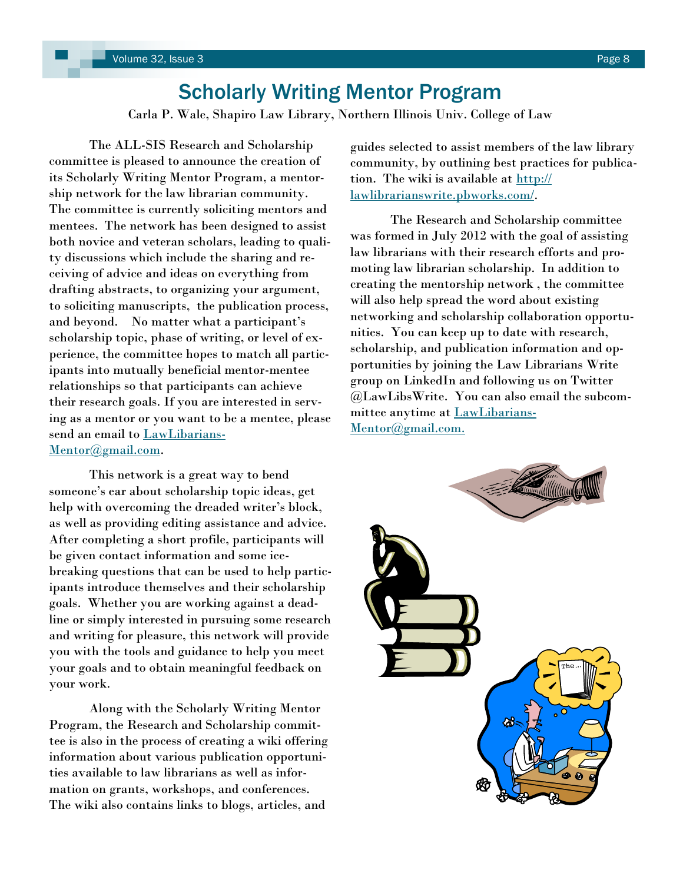# Scholarly Writing Mentor Program

Carla P. Wale, Shapiro Law Library, Northern Illinois Univ. College of Law

The ALL-SIS Research and Scholarship committee is pleased to announce the creation of its Scholarly Writing Mentor Program, a mentorship network for the law librarian community. The committee is currently soliciting mentors and mentees. The network has been designed to assist both novice and veteran scholars, leading to quality discussions which include the sharing and receiving of advice and ideas on everything from drafting abstracts, to organizing your argument, to soliciting manuscripts, the publication process, and beyond. No matter what a participant's scholarship topic, phase of writing, or level of experience, the committee hopes to match all participants into mutually beneficial mentor-mentee relationships so that participants can achieve their research goals. If you are interested in serving as a mentor or you want to be a mentee, please send an email to [LawLibarians-Mentor@gmail.com](mailto:LawLibarians-Mentor@gmail.com).

This network is a great way to bend someone's ear about scholarship topic ideas, get help with overcoming the dreaded writer's block, as well as providing editing assistance and advice. After completing a short profile, participants will be given contact information and some ice-breaking questions that can be used to help participants introduce themselves and their scholarship goals. Whether you are working against a deadline or simply interested in pursuing some research and writing for pleasure, this network will provide you with the tools and guidance to help you meet your goals and to obtain meaningful feedback on your work.

Along with the Scholarly Writing Mentor Program, the Research and Scholarship committee is also in the process of creating a wiki offering information about various publication opportunities available to law librarians as well as information on grants, workshops, and conferences. The wiki also contains links to blogs, articles, and guides selected to assist members of the law library community, by outlining best practices for publication. The wiki is available at [http://lawlibrarianswrite.pbworks.com/](http://lawlibrarianswrite.pbworks.com/).

The Research and Scholarship committee was formed in July 2012 with the goal of assisting law librarians with their research efforts and promoting law librarian scholarship. In addition to creating the mentorship network , the committee will also help spread the word about existing networking and scholarship collaboration opportunities. You can keep up to date with research, scholarship, and publication information and opportunities by joining the Law Librarians Write group on LinkedIn and following us on Twitter @LawLibsWrite. You can also email the subcommittee anytime at [LawLibarians-Mentor@gmail.com.](mailto:LawLibarians-Mentor@gmail.com)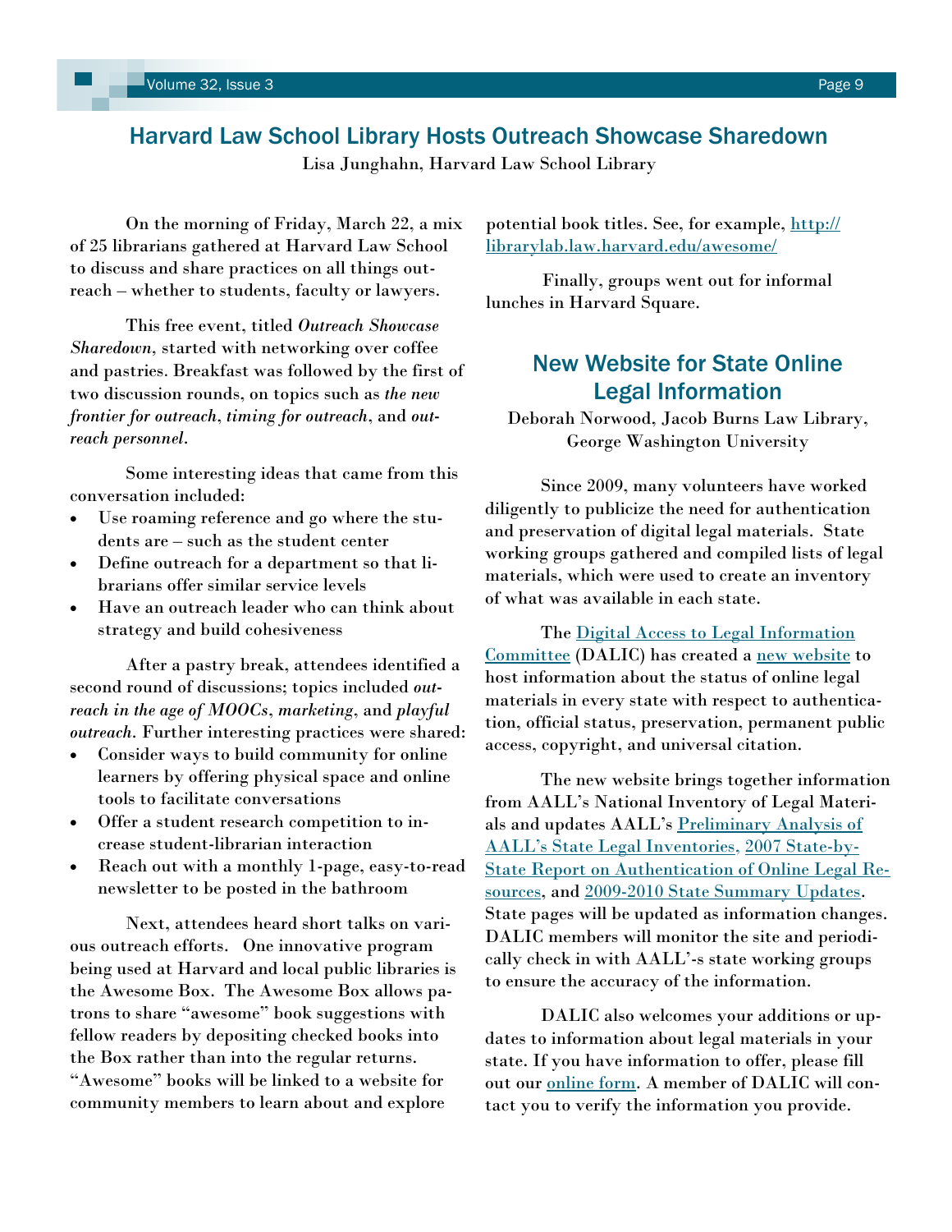## Harvard Law School Library Hosts Outreach Showcase Sharedown

Lisa Junghahn, Harvard Law School Library

On the morning of Friday, March 22, a mix of 25 librarians gathered at Harvard Law School to discuss and share practices on all things outreach – whether to students, faculty or lawyers.

This free event, titled *Outreach Showcase Sharedown*, started with networking over coffee and pastries. Breakfast was followed by the first of two discussion rounds, on topics such as *the new frontier for outreach*, *timing for outreach*, and *outreach personnel*.

Some interesting ideas that came from this conversation included:

- Use roaming reference and go where the students are – such as the student center
- Define outreach for a department so that librarians offer similar service levels
- Have an outreach leader who can think about strategy and build cohesiveness

After a pastry break, attendees identified a second round of discussions; topics included *outreach in the age of MOOCs*, *marketing*, and *playful outreach*. Further interesting practices were shared:

- Consider ways to build community for online learners by offering physical space and online tools to facilitate conversations
- Offer a student research competition to increase student-librarian interaction
- Reach out with a monthly 1-page, easy-to-read newsletter to be posted in the bathroom

Next, attendees heard short talks on various outreach efforts. One innovative program being used at Harvard and local public libraries is the Awesome Box. The Awesome Box allows patrons to share "awesome" book suggestions with fellow readers by depositing checked books into the Box rather than into the regular returns. "Awesome" books will be linked to a website for community members to learn about and explore potential book titles. See, for example, [http://librarylab.law.harvard.edu/awesome/](http://librarylab.law.harvard.edu/awesome/)

Finally, groups went out for informal lunches in Harvard Square.

## New Website for State Online Legal Information

Deborah Norwood, Jacob Burns Law Library, George Washington University

Since 2009, many volunteers have worked diligently to publicize the need for authentication and preservation of digital legal materials. State working groups gathered and compiled lists of legal materials, which were used to create an inventory of what was available in each state.

The Digital Access to Legal Information Committee (DALIC) has created a new website to host information about the status of online legal materials in every state with respect to authentication, official status, preservation, permanent public access, copyright, and universal citation.

The new website brings together information from AALL's National Inventory of Legal Materials and updates AALL's Preliminary Analysis of AALL's State Legal Inventories, 2007 State-by-State Report on Authentication of Online Legal Resources, and 2009-2010 State Summary Updates. State pages will be updated as information changes. DALIC members will monitor the site and periodically check in with AALL'-s state working groups to ensure the accuracy of the information.

DALIC also welcomes your additions or updates to information about legal materials in your state. If you have information to offer, please fill out our online form. A member of DALIC will contact you to verify the information you provide.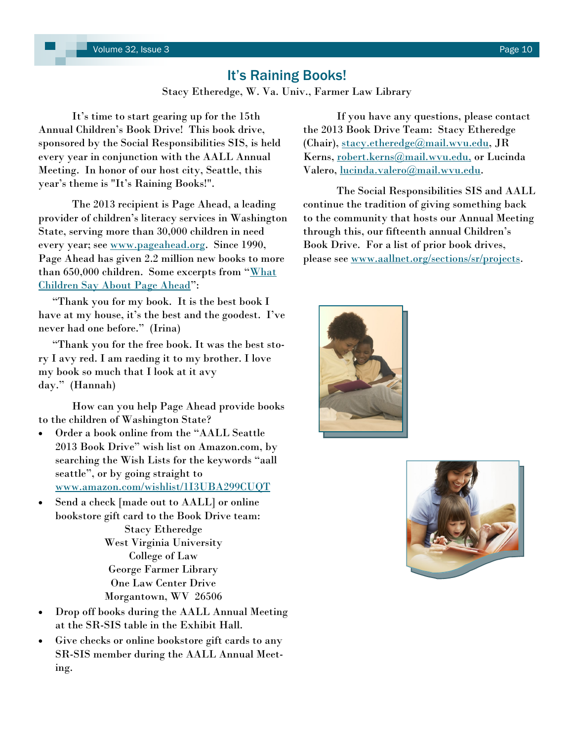## It's Raining Books!

Stacy Etheredge, W. Va. Univ., Farmer Law Library

It's time to start gearing up for the 15th Annual Children's Book Drive! This book drive, sponsored by the Social Responsibilities SIS, is held every year in conjunction with the AALL Annual Meeting. In honor of our host city, Seattle, this year's theme is "It's Raining Books!".

The 2013 recipient is Page Ahead, a leading provider of children's literacy services in Washington State, serving more than 30,000 children in need every year; see www.pageahead.org. Since 1990, Page Ahead has given 2.2 million new books to more than 650,000 children. Some excerpts from "What Children Say About Page Ahead":

"Thank you for my book. It is the best book I have at my house, it's the best and the goodest. I've never had one before." (Irina)

"Thank you for the free book. It was the best story I avy red. I am raeding it to my brother. I love my book so much that I look at it avy day." (Hannah)

How can you help Page Ahead provide books to the children of Washington State?

- Order a book online from the "AALL Seattle 2013 Book Drive" wish list on Amazon.com, by searching the Wish Lists for the keywords "aall seattle", or by going straight to www.amazon.com/wishlist/1I3UBA299CUQT
- Send a check [made out to AALL] or online bookstore gift card to the Book Drive team:

  Stacy Etheredge  
  West Virginia University  
  College of Law  
  George Farmer Library  
  One Law Center Drive  
  Morgantown, WV 26506
- Drop off books during the AALL Annual Meeting at the SR-SIS table in the Exhibit Hall.
- Give checks or online bookstore gift cards to any SR-SIS member during the AALL Annual Meeting.

If you have any questions, please contact the 2013 Book Drive Team: Stacy Etheredge (Chair), stacy.etheredge@mail.wvu.edu, JR Kerns, robert.kerns@mail.wvu.edu, or Lucinda Valero, lucinda.valero@mail.wvu.edu.

The Social Responsibilities SIS and AALL continue the tradition of giving something back to the community that hosts our Annual Meeting through this, our fifteenth annual Children's Book Drive. For a list of prior book drives, please see www.aallnet.org/sections/sr/projects.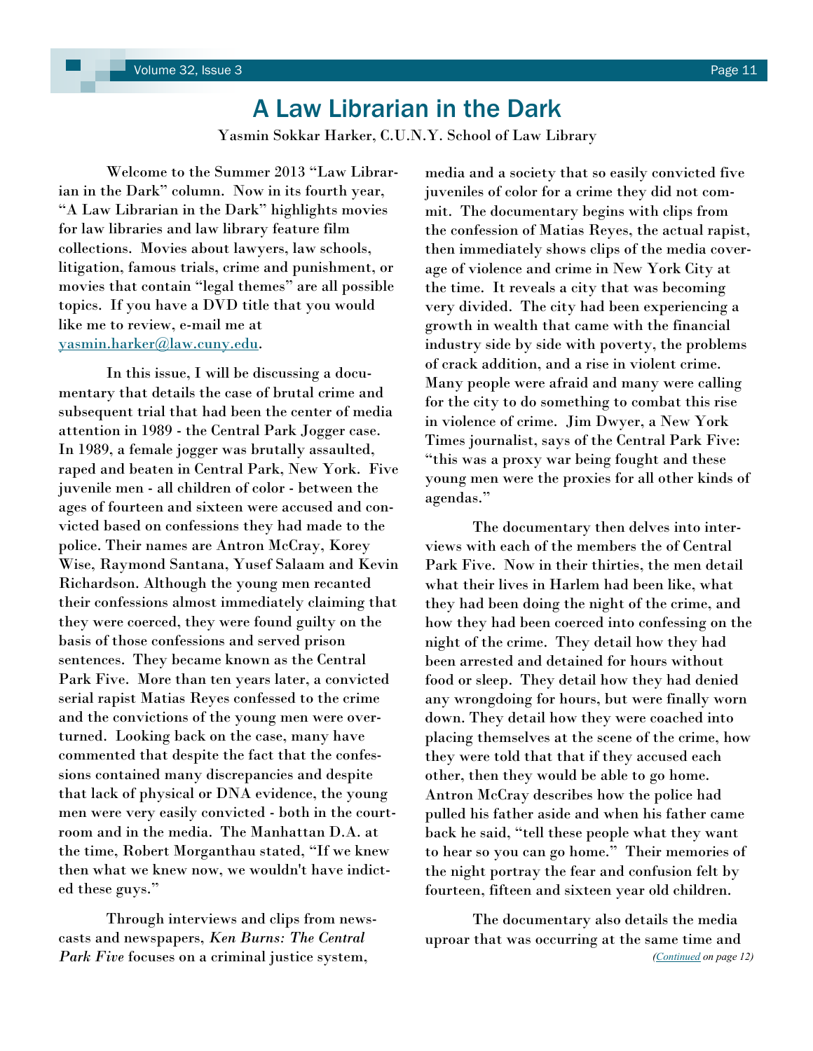# A Law Librarian in the Dark

Yasmin Sokkar Harker, C.U.N.Y. School of Law Library

Welcome to the Summer 2013 "Law Librarian in the Dark" column. Now in its fourth year, "A Law Librarian in the Dark" highlights movies for law libraries and law library feature film collections. Movies about lawyers, law schools, litigation, famous trials, crime and punishment, or movies that contain "legal themes" are all possible topics. If you have a DVD title that you would like me to review, e-mail me at [yasmin.harker@law.cuny.edu](mailto:yasmin.harker@law.cuny.edu).

In this issue, I will be discussing a documentary that details the case of brutal crime and subsequent trial that had been the center of media attention in 1989 - the Central Park Jogger case. In 1989, a female jogger was brutally assaulted, raped and beaten in Central Park, New York. Five juvenile men - all children of color - between the ages of fourteen and sixteen were accused and convicted based on confessions they had made to the police. Their names are Antron McCray, Korey Wise, Raymond Santana, Yusef Salaam and Kevin Richardson. Although the young men recanted their confessions almost immediately claiming that they were coerced, they were found guilty on the basis of those confessions and served prison sentences. They became known as the Central Park Five. More than ten years later, a convicted serial rapist Matias Reyes confessed to the crime and the convictions of the young men were overturned. Looking back on the case, many have commented that despite the fact that the confessions contained many discrepancies and despite that lack of physical or DNA evidence, the young men were very easily convicted - both in the courtroom and in the media. The Manhattan D.A. at the time, Robert Morganthau stated, "If we knew then what we knew now, we wouldn't have indicted these guys."

Through interviews and clips from newscasts and newspapers, *Ken Burns: The Central Park Five* focuses on a criminal justice system, media and a society that so easily convicted five juveniles of color for a crime they did not commit. The documentary begins with clips from the confession of Matias Reyes, the actual rapist, then immediately shows clips of the media coverage of violence and crime in New York City at the time. It reveals a city that was becoming very divided. The city had been experiencing a growth in wealth that came with the financial industry side by side with poverty, the problems of crack addition, and a rise in violent crime. Many people were afraid and many were calling for the city to do something to combat this rise in violence of crime. Jim Dwyer, a New York Times journalist, says of the Central Park Five: "this was a proxy war being fought and these young men were the proxies for all other kinds of agendas."

The documentary then delves into interviews with each of the members the of Central Park Five. Now in their thirties, the men detail what their lives in Harlem had been like, what they had been doing the night of the crime, and how they had been coerced into confessing on the night of the crime. They detail how they had been arrested and detained for hours without food or sleep. They detail how they had denied any wrongdoing for hours, but were finally worn down. They detail how they were coached into placing themselves at the scene of the crime, how they were told that that if they accused each other, then they would be able to go home. Antron McCray describes how the police had pulled his father aside and when his father came back he said, "tell these people what they want to hear so you can go home." Their memories of the night portray the fear and confusion felt by fourteen, fifteen and sixteen year old children.

The documentary also details the media uproar that was occurring at the same time and

*(Continued on page 12)*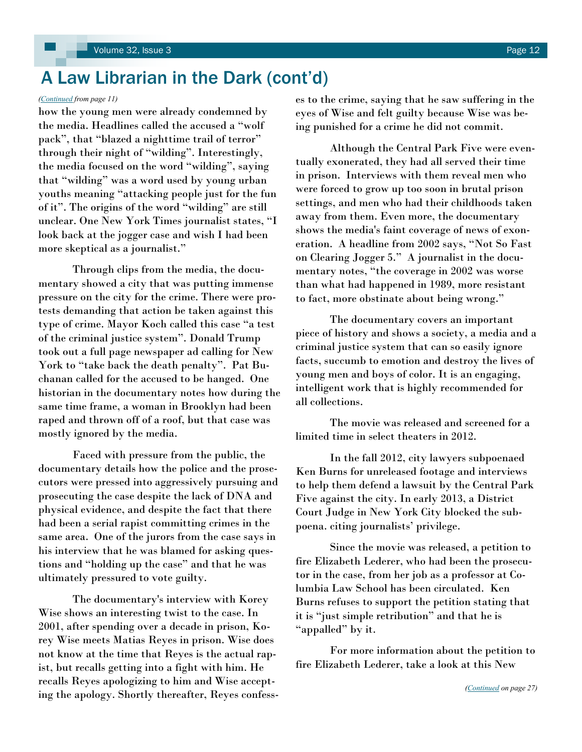# A Law Librarian in the Dark (cont'd)

*(Continued from page 11)*

how the young men were already condemned by the media. Headlines called the accused a "wolf pack", that "blazed a nighttime trail of terror" through their night of "wilding". Interestingly, the media focused on the word "wilding", saying that "wilding" was a word used by young urban youths meaning "attacking people just for the fun of it". The origins of the word "wilding" are still unclear. One New York Times journalist states, "I look back at the jogger case and wish I had been more skeptical as a journalist."

Through clips from the media, the documentary showed a city that was putting immense pressure on the city for the crime. There were protests demanding that action be taken against this type of crime. Mayor Koch called this case "a test of the criminal justice system". Donald Trump took out a full page newspaper ad calling for New York to "take back the death penalty". Pat Buchanan called for the accused to be hanged. One historian in the documentary notes how during the same time frame, a woman in Brooklyn had been raped and thrown off of a roof, but that case was mostly ignored by the media.

Faced with pressure from the public, the documentary details how the police and the prosecutors were pressed into aggressively pursuing and prosecuting the case despite the lack of DNA and physical evidence, and despite the fact that there had been a serial rapist committing crimes in the same area. One of the jurors from the case says in his interview that he was blamed for asking questions and "holding up the case" and that he was ultimately pressured to vote guilty.

The documentary's interview with Korey Wise shows an interesting twist to the case. In 2001, after spending over a decade in prison, Korey Wise meets Matias Reyes in prison. Wise does not know at the time that Reyes is the actual rapist, but recalls getting into a fight with him. He recalls Reyes apologizing to him and Wise accepting the apology. Shortly thereafter, Reyes confesses to the crime, saying that he saw suffering in the eyes of Wise and felt guilty because Wise was being punished for a crime he did not commit.

Although the Central Park Five were eventually exonerated, they had all served their time in prison. Interviews with them reveal men who were forced to grow up too soon in brutal prison settings, and men who had their childhoods taken away from them. Even more, the documentary shows the media's faint coverage of news of exoneration. A headline from 2002 says, "Not So Fast on Clearing Jogger 5." A journalist in the documentary notes, "the coverage in 2002 was worse than what had happened in 1989, more resistant to fact, more obstinate about being wrong."

The documentary covers an important piece of history and shows a society, a media and a criminal justice system that can so easily ignore facts, succumb to emotion and destroy the lives of young men and boys of color. It is an engaging, intelligent work that is highly recommended for all collections.

The movie was released and screened for a limited time in select theaters in 2012.

In the fall 2012, city lawyers subpoenaed Ken Burns for unreleased footage and interviews to help them defend a lawsuit by the Central Park Five against the city. In early 2013, a District Court Judge in New York City blocked the subpoena. citing journalists' privilege.

Since the movie was released, a petition to fire Elizabeth Lederer, who had been the prosecutor in the case, from her job as a professor at Columbia Law School has been circulated. Ken Burns refuses to support the petition stating that it is "just simple retribution" and that he is "appalled" by it.

For more information about the petition to fire Elizabeth Lederer, take a look at this New

*(Continued on page 27)*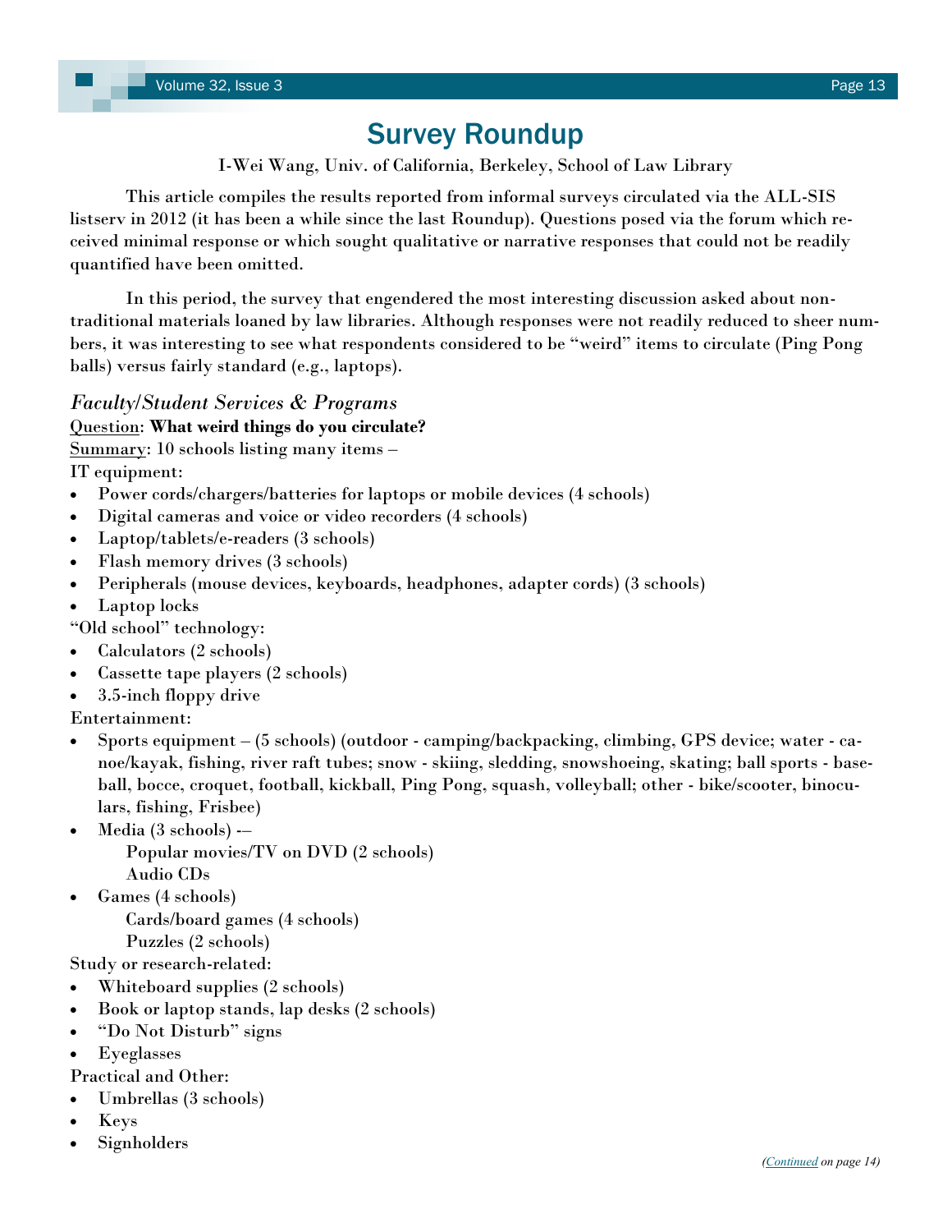# Survey Roundup

I-Wei Wang, Univ. of California, Berkeley, School of Law Library

This article compiles the results reported from informal surveys circulated via the ALL-SIS listserv in 2012 (it has been a while since the last Roundup). Questions posed via the forum which received minimal response or which sought qualitative or narrative responses that could not be readily quantified have been omitted.

In this period, the survey that engendered the most interesting discussion asked about non-traditional materials loaned by law libraries. Although responses were not readily reduced to sheer numbers, it was interesting to see what respondents considered to be "weird" items to circulate (Ping Pong balls) versus fairly standard (e.g., laptops).

### *Faculty/Student Services & Programs*

Question: **What weird things do you circulate?**

Summary: 10 schools listing many items –

IT equipment:

- Power cords/chargers/batteries for laptops or mobile devices (4 schools)
- Digital cameras and voice or video recorders (4 schools)
- Laptop/tablets/e-readers (3 schools)
- Flash memory drives (3 schools)
- Peripherals (mouse devices, keyboards, headphones, adapter cords) (3 schools)
- Laptop locks

"Old school" technology:

- Calculators (2 schools)
- Cassette tape players (2 schools)
- 3.5-inch floppy drive

Entertainment:

- Sports equipment – (5 schools) (outdoor - camping/backpacking, climbing, GPS device; water - canoe/kayak, fishing, river raft tubes; snow - skiing, sledding, snowshoeing, skating; ball sports - baseball, bocce, croquet, football, kickball, Ping Pong, squash, volleyball; other - bike/scooter, binoculars, fishing, Frisbee)
- Media (3 schools) -–
  - Popular movies/TV on DVD (2 schools)
  - Audio CDs
- Games (4 schools)
  - Cards/board games (4 schools)
  - Puzzles (2 schools)

Study or research-related:

- Whiteboard supplies (2 schools)
- Book or laptop stands, lap desks (2 schools)
- "Do Not Disturb" signs
- Eyeglasses

Practical and Other:

- Umbrellas (3 schools)
- Keys
- Signholders

*(Continued on page 14)*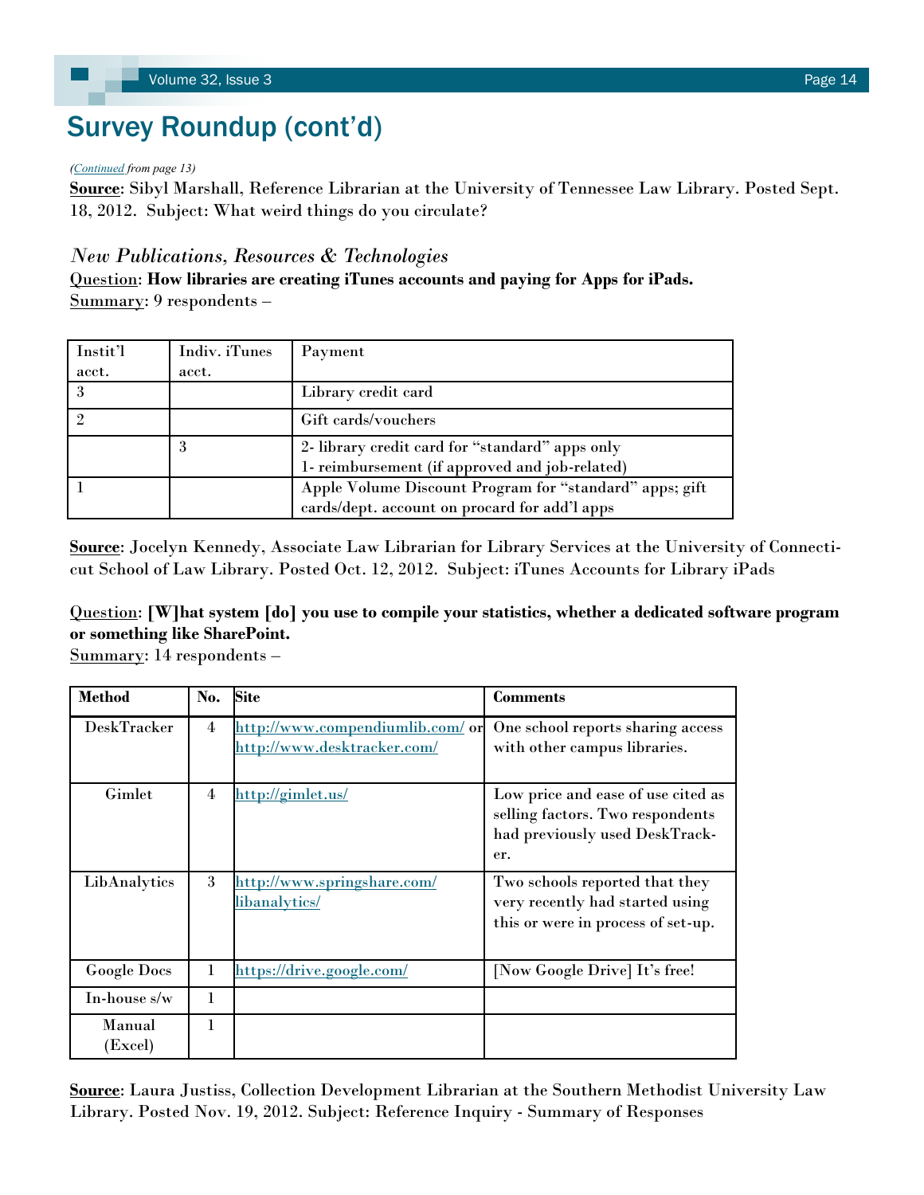# Survey Roundup (cont'd)

*(Continued from page 13)*

**Source**: Sibyl Marshall, Reference Librarian at the University of Tennessee Law Library. Posted Sept. 18, 2012. Subject: What weird things do you circulate?

### *New Publications, Resources & Technologies*

Question: **How libraries are creating iTunes accounts and paying for Apps for iPads.**

Summary: 9 respondents –

| Instit'l acct. | Indiv. iTunes acct. | Payment |
|---|---|---|
| 3 | | Library credit card |
| 2 | | Gift cards/vouchers |
| | 3 | 2- library credit card for "standard" apps only<br>1- reimbursement (if approved and job-related) |
| 1 | | Apple Volume Discount Program for "standard" apps; gift cards/dept. account on procard for add'l apps |

**Source**: Jocelyn Kennedy, Associate Law Librarian for Library Services at the University of Connecticut School of Law Library. Posted Oct. 12, 2012. Subject: iTunes Accounts for Library iPads

Question: **[W]hat system [do] you use to compile your statistics, whether a dedicated software program or something like SharePoint.**

Summary: 14 respondents –

| Method | No. | Site | Comments |
|---|---|---|---|
| DeskTracker | 4 | http://www.compendiumlib.com/ or http://www.desktracker.com/ | One school reports sharing access with other campus libraries. |
| Gimlet | 4 | http://gimlet.us/ | Low price and ease of use cited as selling factors. Two respondents had previously used DeskTracker. |
| LibAnalytics | 3 | http://www.springshare.com/libanalytics/ | Two schools reported that they very recently had started using this or were in process of set-up. |
| Google Docs | 1 | https://drive.google.com/ | [Now Google Drive] It's free! |
| In-house s/w | 1 | | |
| Manual (Excel) | 1 | | |

**Source**: Laura Justiss, Collection Development Librarian at the Southern Methodist University Law Library. Posted Nov. 19, 2012. Subject: Reference Inquiry - Summary of Responses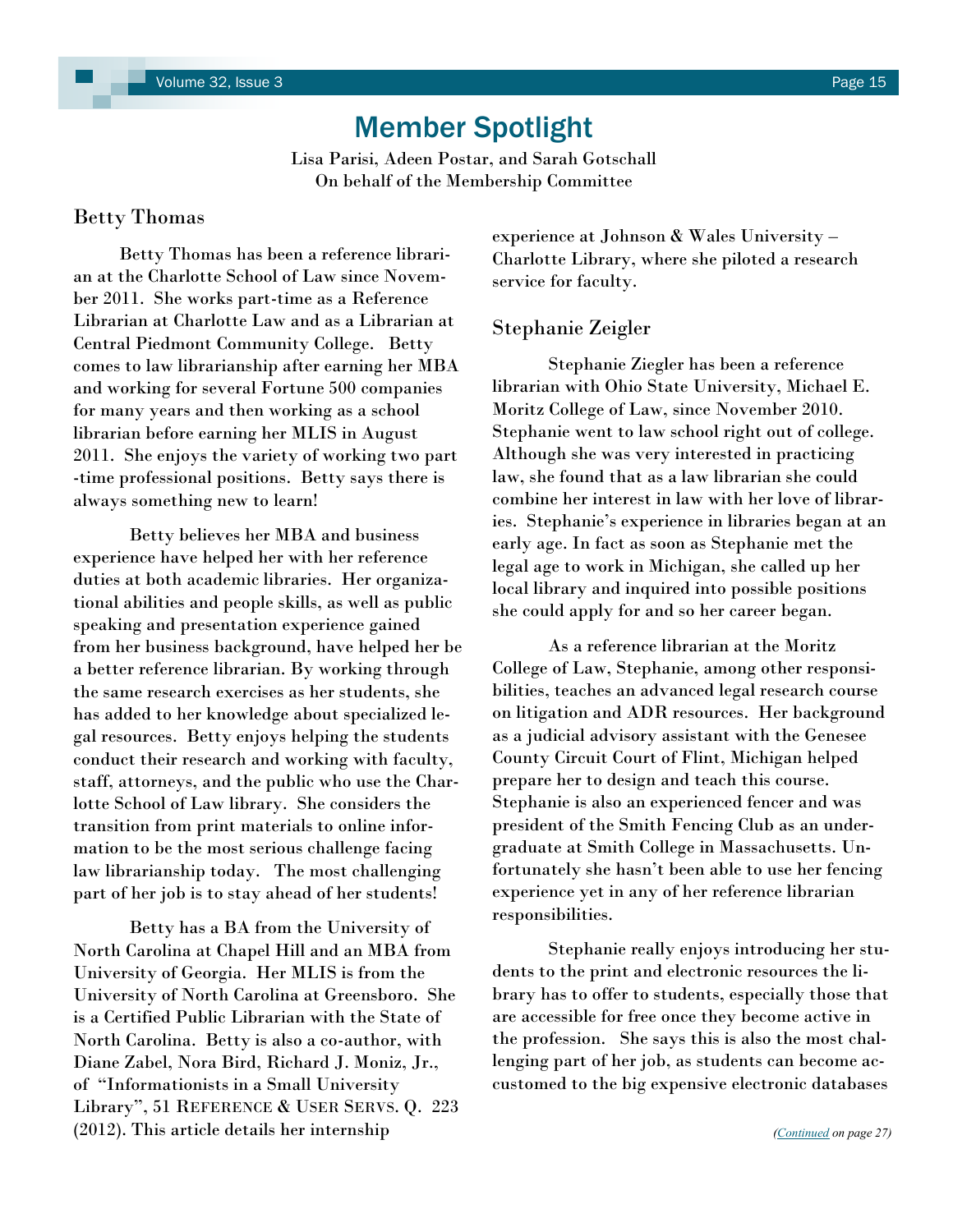# Member Spotlight

Lisa Parisi, Adeen Postar, and Sarah Gotschall
On behalf of the Membership Committee

## Betty Thomas

Betty Thomas has been a reference librarian at the Charlotte School of Law since November 2011. She works part-time as a Reference Librarian at Charlotte Law and as a Librarian at Central Piedmont Community College. Betty comes to law librarianship after earning her MBA and working for several Fortune 500 companies for many years and then working as a school librarian before earning her MLIS in August 2011. She enjoys the variety of working two part-time professional positions. Betty says there is always something new to learn!

Betty believes her MBA and business experience have helped her with her reference duties at both academic libraries. Her organizational abilities and people skills, as well as public speaking and presentation experience gained from her business background, have helped her be a better reference librarian. By working through the same research exercises as her students, she has added to her knowledge about specialized legal resources. Betty enjoys helping the students conduct their research and working with faculty, staff, attorneys, and the public who use the Charlotte School of Law library. She considers the transition from print materials to online information to be the most serious challenge facing law librarianship today. The most challenging part of her job is to stay ahead of her students!

Betty has a BA from the University of North Carolina at Chapel Hill and an MBA from University of Georgia. Her MLIS is from the University of North Carolina at Greensboro. She is a Certified Public Librarian with the State of North Carolina. Betty is also a co-author, with Diane Zabel, Nora Bird, Richard J. Moniz, Jr., of "Informationists in a Small University Library", 51 Reference & User Servs. Q. 223 (2012). This article details her internship experience at Johnson & Wales University – Charlotte Library, where she piloted a research service for faculty.

## Stephanie Zeigler

Stephanie Ziegler has been a reference librarian with Ohio State University, Michael E. Moritz College of Law, since November 2010. Stephanie went to law school right out of college. Although she was very interested in practicing law, she found that as a law librarian she could combine her interest in law with her love of libraries. Stephanie's experience in libraries began at an early age. In fact as soon as Stephanie met the legal age to work in Michigan, she called up her local library and inquired into possible positions she could apply for and so her career began.

As a reference librarian at the Moritz College of Law, Stephanie, among other responsibilities, teaches an advanced legal research course on litigation and ADR resources. Her background as a judicial advisory assistant with the Genesee County Circuit Court of Flint, Michigan helped prepare her to design and teach this course. Stephanie is also an experienced fencer and was president of the Smith Fencing Club as an undergraduate at Smith College in Massachusetts. Unfortunately she hasn't been able to use her fencing experience yet in any of her reference librarian responsibilities.

Stephanie really enjoys introducing her students to the print and electronic resources the library has to offer to students, especially those that are accessible for free once they become active in the profession. She says this is also the most challenging part of her job, as students can become accustomed to the big expensive electronic databases

*(Continued on page 27)*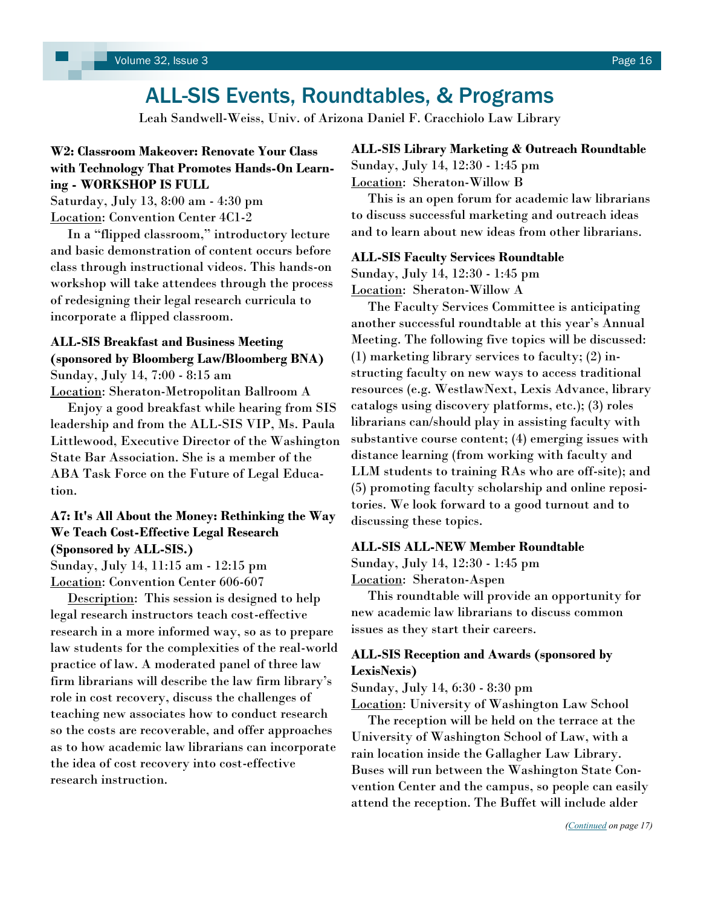# ALL-SIS Events, Roundtables, & Programs

Leah Sandwell-Weiss, Univ. of Arizona Daniel F. Cracchiolo Law Library

**W2: Classroom Makeover: Renovate Your Class with Technology That Promotes Hands-On Learning - WORKSHOP IS FULL**

Saturday, July 13, 8:00 am - 4:30 pm

Location: Convention Center 4C1-2

In a "flipped classroom," introductory lecture and basic demonstration of content occurs before class through instructional videos. This hands-on workshop will take attendees through the process of redesigning their legal research curricula to incorporate a flipped classroom.

**ALL-SIS Breakfast and Business Meeting (sponsored by Bloomberg Law/Bloomberg BNA)**

Sunday, July 14, 7:00 - 8:15 am

Location: Sheraton-Metropolitan Ballroom A

Enjoy a good breakfast while hearing from SIS leadership and from the ALL-SIS VIP, Ms. Paula Littlewood, Executive Director of the Washington State Bar Association. She is a member of the ABA Task Force on the Future of Legal Education.

**A7: It's All About the Money: Rethinking the Way We Teach Cost-Effective Legal Research (Sponsored by ALL-SIS.)**

Sunday, July 14, 11:15 am - 12:15 pm

Location: Convention Center 606-607

Description: This session is designed to help legal research instructors teach cost-effective research in a more informed way, so as to prepare law students for the complexities of the real-world practice of law. A moderated panel of three law firm librarians will describe the law firm library's role in cost recovery, discuss the challenges of teaching new associates how to conduct research so the costs are recoverable, and offer approaches as to how academic law librarians can incorporate the idea of cost recovery into cost-effective research instruction.

**ALL-SIS Library Marketing & Outreach Roundtable**

Sunday, July 14, 12:30 - 1:45 pm

Location: Sheraton-Willow B

This is an open forum for academic law librarians to discuss successful marketing and outreach ideas and to learn about new ideas from other librarians.

**ALL-SIS Faculty Services Roundtable**

Sunday, July 14, 12:30 - 1:45 pm

Location: Sheraton-Willow A

The Faculty Services Committee is anticipating another successful roundtable at this year's Annual Meeting. The following five topics will be discussed: (1) marketing library services to faculty; (2) instructing faculty on new ways to access traditional resources (e.g. WestlawNext, Lexis Advance, library catalogs using discovery platforms, etc.); (3) roles librarians can/should play in assisting faculty with substantive course content; (4) emerging issues with distance learning (from working with faculty and LLM students to training RAs who are off-site); and (5) promoting faculty scholarship and online repositories. We look forward to a good turnout and to discussing these topics.

**ALL-SIS ALL-NEW Member Roundtable**

Sunday, July 14, 12:30 - 1:45 pm

Location: Sheraton-Aspen

This roundtable will provide an opportunity for new academic law librarians to discuss common issues as they start their careers.

**ALL-SIS Reception and Awards (sponsored by LexisNexis)**

Sunday, July 14, 6:30 - 8:30 pm

Location: University of Washington Law School

The reception will be held on the terrace at the University of Washington School of Law, with a rain location inside the Gallagher Law Library. Buses will run between the Washington State Convention Center and the campus, so people can easily attend the reception. The Buffet will include alder

*(Continued on page 17)*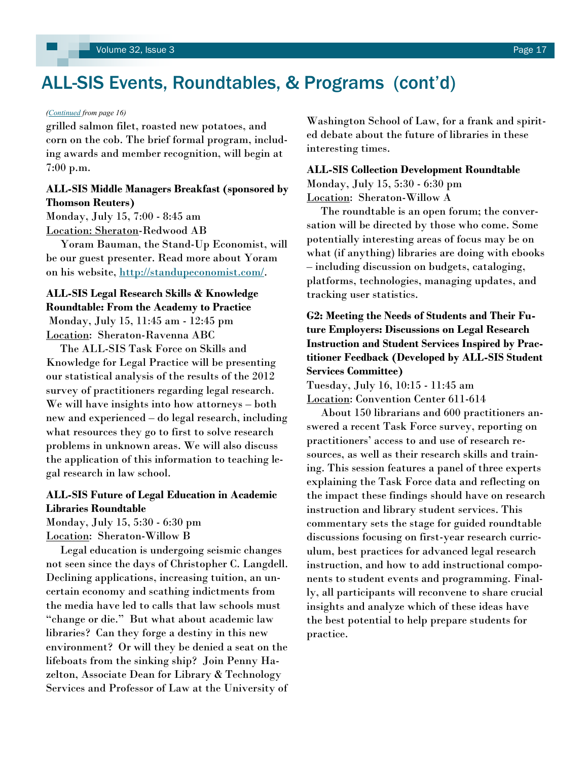## ALL-SIS Events, Roundtables, & Programs (cont'd)

*(Continued from page 16)*

grilled salmon filet, roasted new potatoes, and corn on the cob. The brief formal program, including awards and member recognition, will begin at 7:00 p.m.

**ALL-SIS Middle Managers Breakfast (sponsored by Thomson Reuters)**
Monday, July 15, 7:00 - 8:45 am
Location: Sheraton-Redwood AB

Yoram Bauman, the Stand-Up Economist, will be our guest presenter. Read more about Yoram on his website, http://standupeconomist.com/.

**ALL-SIS Legal Research Skills & Knowledge Roundtable: From the Academy to Practice**
Monday, July 15, 11:45 am - 12:45 pm
Location: Sheraton-Ravenna ABC

The ALL-SIS Task Force on Skills and Knowledge for Legal Practice will be presenting our statistical analysis of the results of the 2012 survey of practitioners regarding legal research. We will have insights into how attorneys – both new and experienced – do legal research, including what resources they go to first to solve research problems in unknown areas. We will also discuss the application of this information to teaching legal research in law school.

**ALL-SIS Future of Legal Education in Academic Libraries Roundtable**
Monday, July 15, 5:30 - 6:30 pm
Location: Sheraton-Willow B

Legal education is undergoing seismic changes not seen since the days of Christopher C. Langdell. Declining applications, increasing tuition, an uncertain economy and scathing indictments from the media have led to calls that law schools must "change or die." But what about academic law libraries? Can they forge a destiny in this new environment? Or will they be denied a seat on the lifeboats from the sinking ship? Join Penny Hazelton, Associate Dean for Library & Technology Services and Professor of Law at the University of Washington School of Law, for a frank and spirited debate about the future of libraries in these interesting times.

**ALL-SIS Collection Development Roundtable**
Monday, July 15, 5:30 - 6:30 pm
Location: Sheraton-Willow A

The roundtable is an open forum; the conversation will be directed by those who come. Some potentially interesting areas of focus may be on what (if anything) libraries are doing with ebooks – including discussion on budgets, cataloging, platforms, technologies, managing updates, and tracking user statistics.

**G2: Meeting the Needs of Students and Their Future Employers: Discussions on Legal Research Instruction and Student Services Inspired by Practitioner Feedback (Developed by ALL-SIS Student Services Committee)**
Tuesday, July 16, 10:15 - 11:45 am
Location: Convention Center 611-614

About 150 librarians and 600 practitioners answered a recent Task Force survey, reporting on practitioners' access to and use of research resources, as well as their research skills and training. This session features a panel of three experts explaining the Task Force data and reflecting on the impact these findings should have on research instruction and library student services. This commentary sets the stage for guided roundtable discussions focusing on first-year research curriculum, best practices for advanced legal research instruction, and how to add instructional components to student events and programming. Finally, all participants will reconvene to share crucial insights and analyze which of these ideas have the best potential to help prepare students for practice.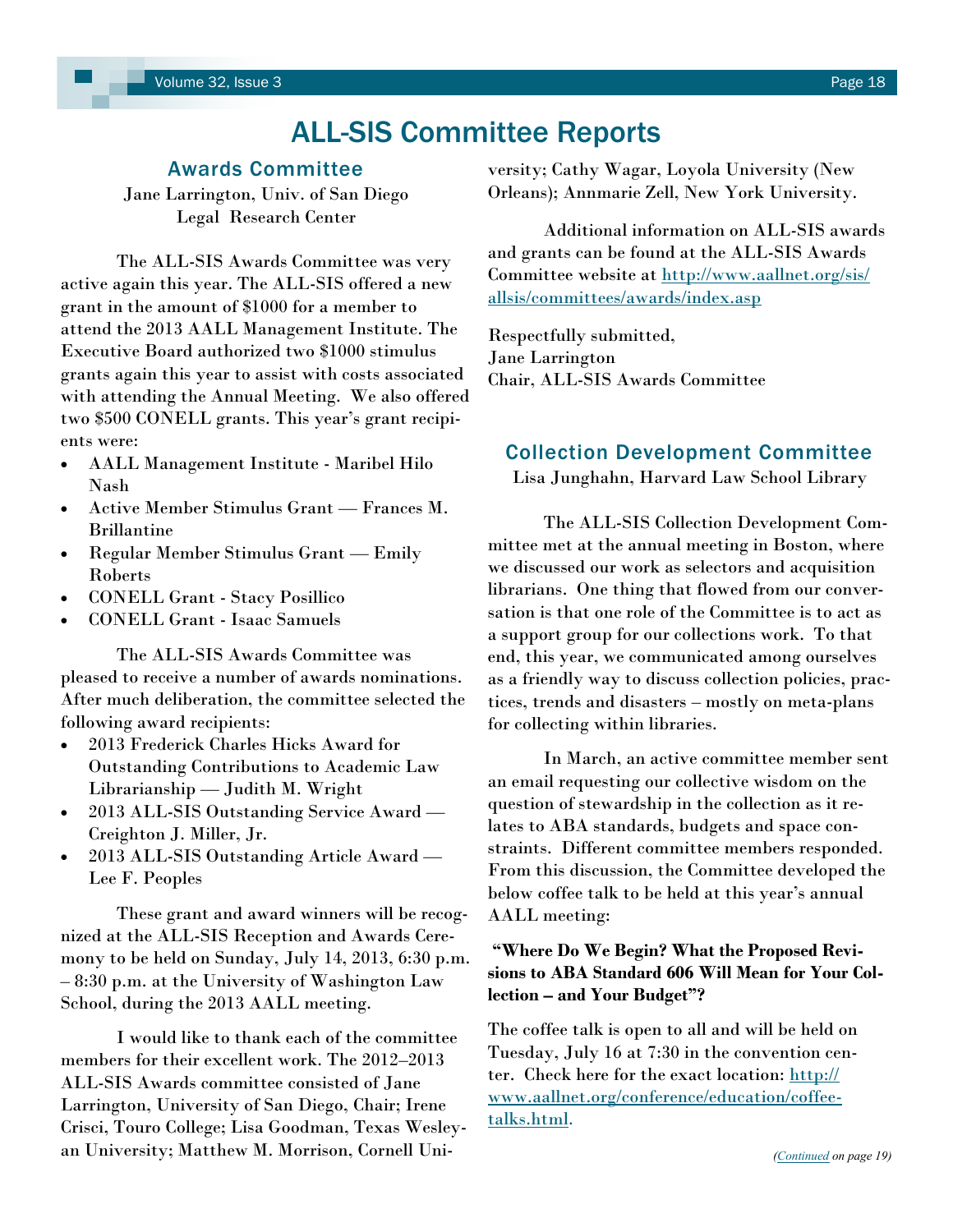# ALL-SIS Committee Reports

## Awards Committee

Jane Larrington, Univ. of San Diego Legal Research Center

The ALL-SIS Awards Committee was very active again this year. The ALL-SIS offered a new grant in the amount of $1000 for a member to attend the 2013 AALL Management Institute. The Executive Board authorized two $1000 stimulus grants again this year to assist with costs associated with attending the Annual Meeting. We also offered two $500 CONELL grants. This year's grant recipients were:

- AALL Management Institute - Maribel Hilo Nash
- Active Member Stimulus Grant — Frances M. Brillantine
- Regular Member Stimulus Grant — Emily Roberts
- CONELL Grant - Stacy Posillico
- CONELL Grant - Isaac Samuels

The ALL-SIS Awards Committee was pleased to receive a number of awards nominations. After much deliberation, the committee selected the following award recipients:

- 2013 Frederick Charles Hicks Award for Outstanding Contributions to Academic Law Librarianship — Judith M. Wright
- 2013 ALL-SIS Outstanding Service Award — Creighton J. Miller, Jr.
- 2013 ALL-SIS Outstanding Article Award — Lee F. Peoples

These grant and award winners will be recognized at the ALL-SIS Reception and Awards Ceremony to be held on Sunday, July 14, 2013, 6:30 p.m. – 8:30 p.m. at the University of Washington Law School, during the 2013 AALL meeting.

I would like to thank each of the committee members for their excellent work. The 2012–2013 ALL-SIS Awards committee consisted of Jane Larrington, University of San Diego, Chair; Irene Crisci, Touro College; Lisa Goodman, Texas Wesleyan University; Matthew M. Morrison, Cornell University; Cathy Wagar, Loyola University (New Orleans); Annmarie Zell, New York University.

Additional information on ALL-SIS awards and grants can be found at the ALL-SIS Awards Committee website at http://www.aallnet.org/sis/allsis/committees/awards/index.asp

Respectfully submitted,  
Jane Larrington  
Chair, ALL-SIS Awards Committee

## Collection Development Committee

Lisa Junghahn, Harvard Law School Library

The ALL-SIS Collection Development Committee met at the annual meeting in Boston, where we discussed our work as selectors and acquisition librarians. One thing that flowed from our conversation is that one role of the Committee is to act as a support group for our collections work. To that end, this year, we communicated among ourselves as a friendly way to discuss collection policies, practices, trends and disasters – mostly on meta-plans for collecting within libraries.

In March, an active committee member sent an email requesting our collective wisdom on the question of stewardship in the collection as it relates to ABA standards, budgets and space constraints. Different committee members responded. From this discussion, the Committee developed the below coffee talk to be held at this year's annual AALL meeting:

**"Where Do We Begin? What the Proposed Revisions to ABA Standard 606 Will Mean for Your Collection – and Your Budget"?**

The coffee talk is open to all and will be held on Tuesday, July 16 at 7:30 in the convention center. Check here for the exact location: http://www.aallnet.org/conference/education/coffee-talks.html.

*(Continued on page 19)*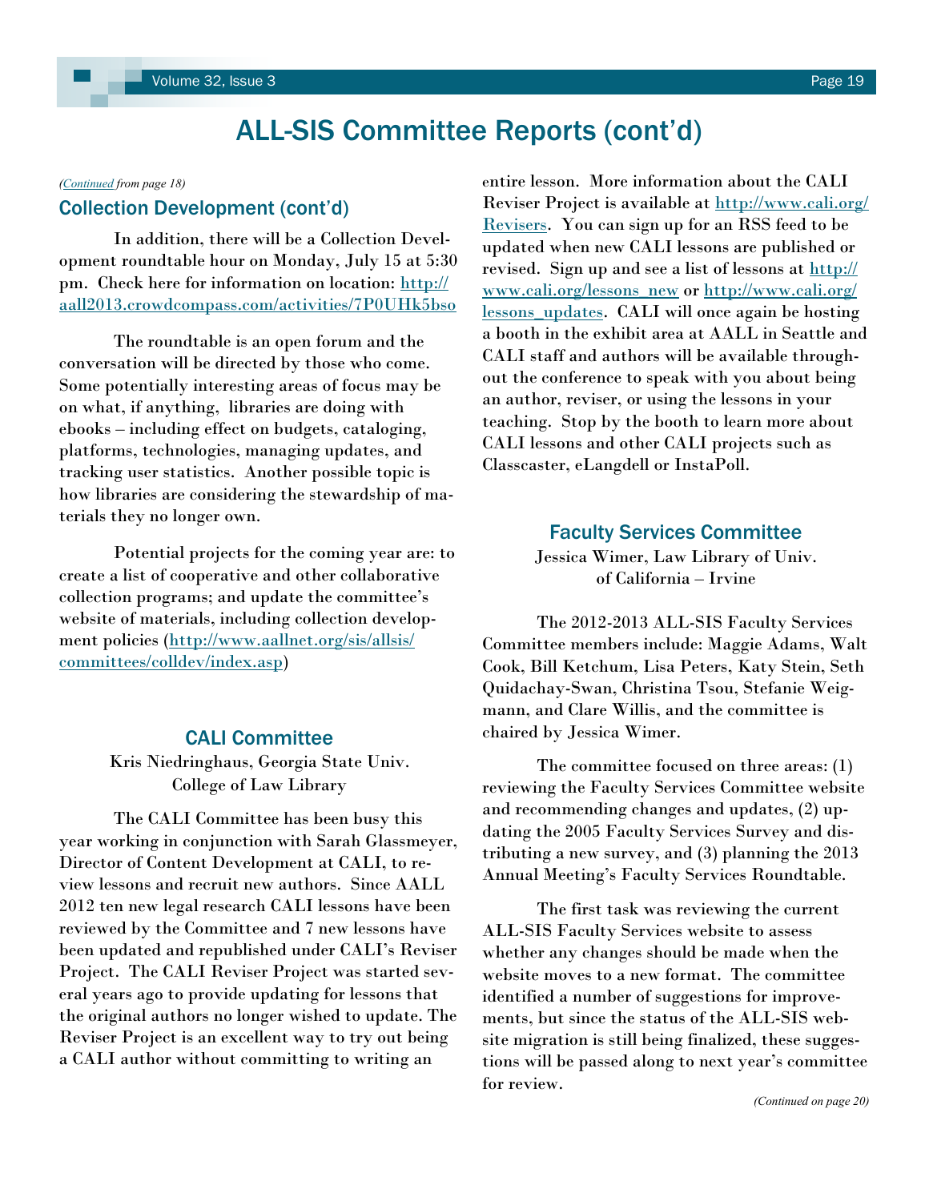# ALL-SIS Committee Reports (cont'd)

*(Continued from page 18)*

## Collection Development (cont'd)

In addition, there will be a Collection Development roundtable hour on Monday, July 15 at 5:30 pm. Check here for information on location: http://aall2013.crowdcompass.com/activities/7P0UHk5bso

The roundtable is an open forum and the conversation will be directed by those who come. Some potentially interesting areas of focus may be on what, if anything, libraries are doing with ebooks – including effect on budgets, cataloging, platforms, technologies, managing updates, and tracking user statistics. Another possible topic is how libraries are considering the stewardship of materials they no longer own.

Potential projects for the coming year are: to create a list of cooperative and other collaborative collection programs; and update the committee's website of materials, including collection development policies (http://www.aallnet.org/sis/allsis/committees/colldev/index.asp)

## CALI Committee

Kris Niedringhaus, Georgia State Univ. College of Law Library

The CALI Committee has been busy this year working in conjunction with Sarah Glassmeyer, Director of Content Development at CALI, to review lessons and recruit new authors. Since AALL 2012 ten new legal research CALI lessons have been reviewed by the Committee and 7 new lessons have been updated and republished under CALI's Reviser Project. The CALI Reviser Project was started several years ago to provide updating for lessons that the original authors no longer wished to update. The Reviser Project is an excellent way to try out being a CALI author without committing to writing an entire lesson. More information about the CALI Reviser Project is available at http://www.cali.org/Revisers. You can sign up for an RSS feed to be updated when new CALI lessons are published or revised. Sign up and see a list of lessons at http://www.cali.org/lessons_new or http://www.cali.org/lessons_updates. CALI will once again be hosting a booth in the exhibit area at AALL in Seattle and CALI staff and authors will be available throughout the conference to speak with you about being an author, reviser, or using the lessons in your teaching. Stop by the booth to learn more about CALI lessons and other CALI projects such as Classcaster, eLangdell or InstaPoll.

## Faculty Services Committee

Jessica Wimer, Law Library of Univ. of California – Irvine

The 2012-2013 ALL-SIS Faculty Services Committee members include: Maggie Adams, Walt Cook, Bill Ketchum, Lisa Peters, Katy Stein, Seth Quidachay-Swan, Christina Tsou, Stefanie Weigmann, and Clare Willis, and the committee is chaired by Jessica Wimer.

The committee focused on three areas: (1) reviewing the Faculty Services Committee website and recommending changes and updates, (2) updating the 2005 Faculty Services Survey and distributing a new survey, and (3) planning the 2013 Annual Meeting's Faculty Services Roundtable.

The first task was reviewing the current ALL-SIS Faculty Services website to assess whether any changes should be made when the website moves to a new format. The committee identified a number of suggestions for improvements, but since the status of the ALL-SIS website migration is still being finalized, these suggestions will be passed along to next year's committee for review.

*(Continued on page 20)*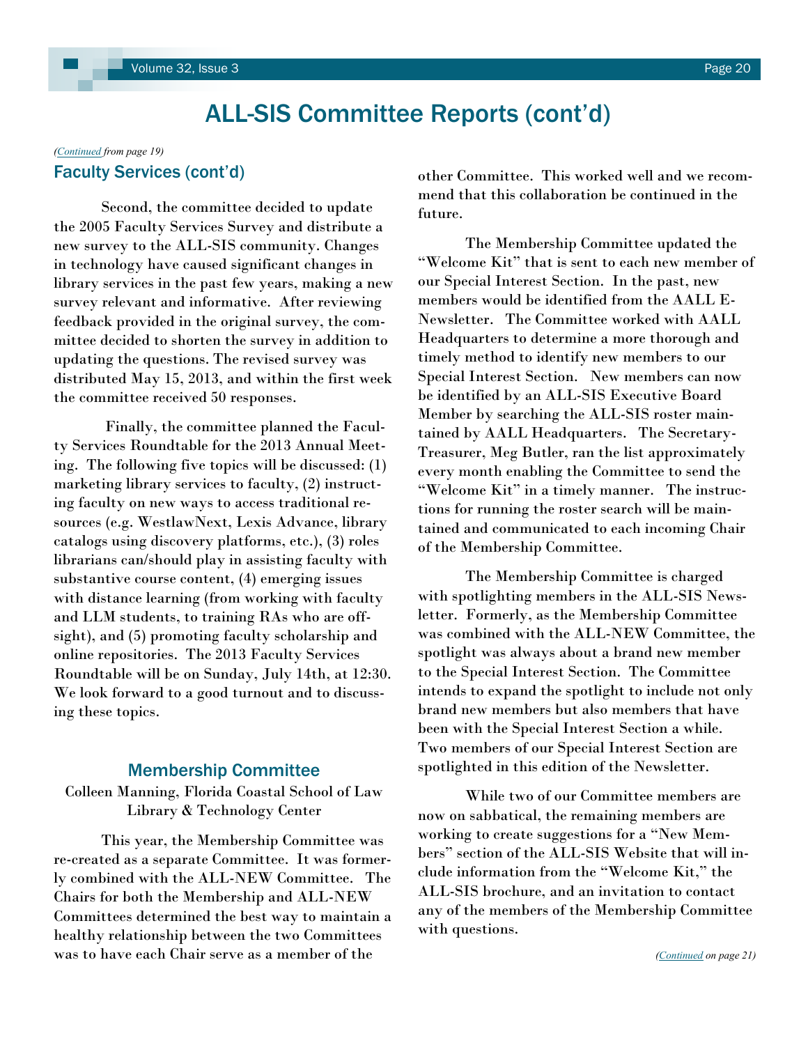# ALL-SIS Committee Reports (cont'd)

*(Continued from page 19)*

## Faculty Services (cont'd)

Second, the committee decided to update the 2005 Faculty Services Survey and distribute a new survey to the ALL-SIS community. Changes in technology have caused significant changes in library services in the past few years, making a new survey relevant and informative. After reviewing feedback provided in the original survey, the committee decided to shorten the survey in addition to updating the questions. The revised survey was distributed May 15, 2013, and within the first week the committee received 50 responses.

Finally, the committee planned the Faculty Services Roundtable for the 2013 Annual Meeting. The following five topics will be discussed: (1) marketing library services to faculty, (2) instructing faculty on new ways to access traditional resources (e.g. WestlawNext, Lexis Advance, library catalogs using discovery platforms, etc.), (3) roles librarians can/should play in assisting faculty with substantive course content, (4) emerging issues with distance learning (from working with faculty and LLM students, to training RAs who are off-sight), and (5) promoting faculty scholarship and online repositories. The 2013 Faculty Services Roundtable will be on Sunday, July 14th, at 12:30. We look forward to a good turnout and to discussing these topics.

## Membership Committee

Colleen Manning, Florida Coastal School of Law Library & Technology Center

This year, the Membership Committee was re-created as a separate Committee. It was formerly combined with the ALL-NEW Committee. The Chairs for both the Membership and ALL-NEW Committees determined the best way to maintain a healthy relationship between the two Committees was to have each Chair serve as a member of the other Committee. This worked well and we recommend that this collaboration be continued in the future.

The Membership Committee updated the "Welcome Kit" that is sent to each new member of our Special Interest Section. In the past, new members would be identified from the AALL E-Newsletter. The Committee worked with AALL Headquarters to determine a more thorough and timely method to identify new members to our Special Interest Section. New members can now be identified by an ALL-SIS Executive Board Member by searching the ALL-SIS roster maintained by AALL Headquarters. The Secretary-Treasurer, Meg Butler, ran the list approximately every month enabling the Committee to send the "Welcome Kit" in a timely manner. The instructions for running the roster search will be maintained and communicated to each incoming Chair of the Membership Committee.

The Membership Committee is charged with spotlighting members in the ALL-SIS Newsletter. Formerly, as the Membership Committee was combined with the ALL-NEW Committee, the spotlight was always about a brand new member to the Special Interest Section. The Committee intends to expand the spotlight to include not only brand new members but also members that have been with the Special Interest Section a while. Two members of our Special Interest Section are spotlighted in this edition of the Newsletter.

While two of our Committee members are now on sabbatical, the remaining members are working to create suggestions for a "New Members" section of the ALL-SIS Website that will include information from the "Welcome Kit," the ALL-SIS brochure, and an invitation to contact any of the members of the Membership Committee with questions.

*(Continued on page 21)*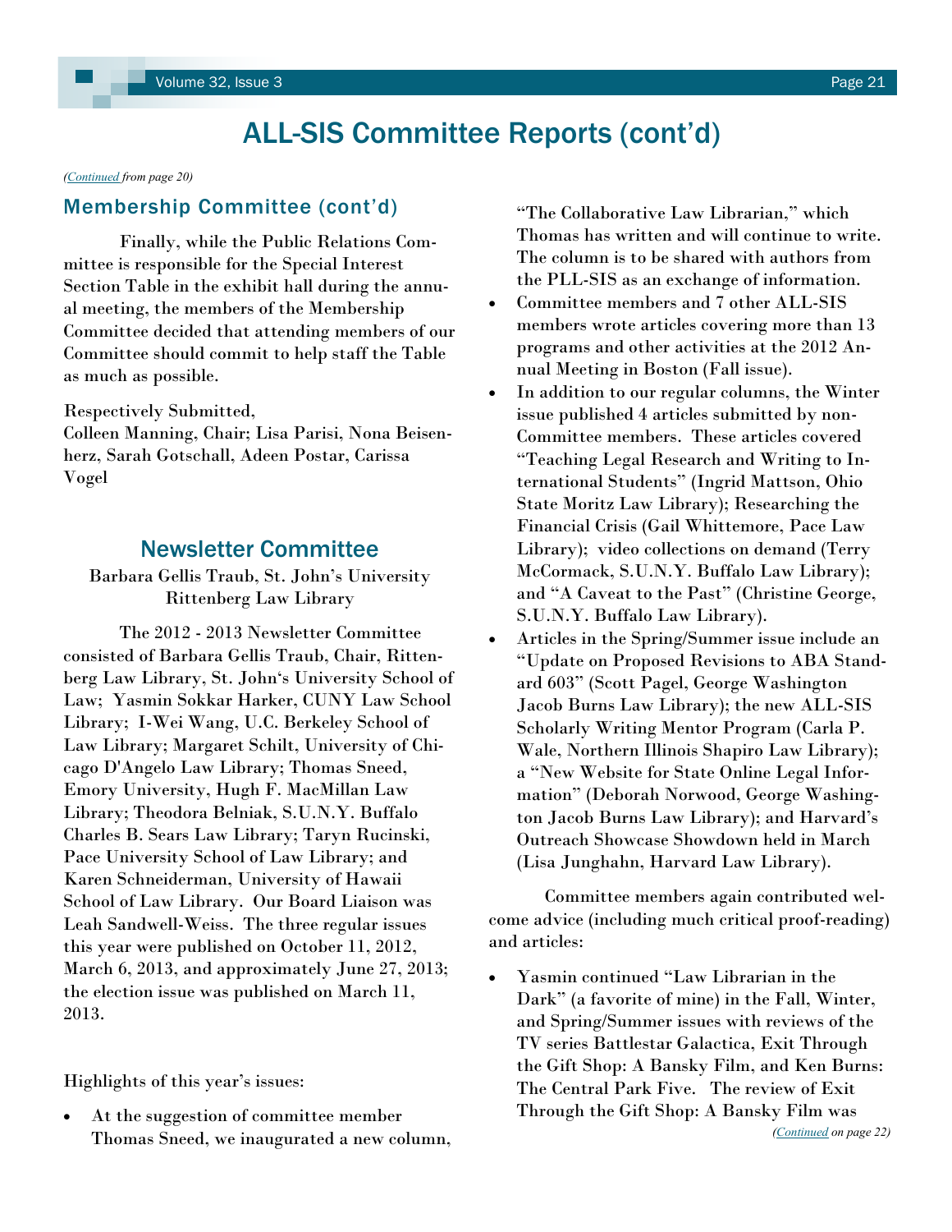# ALL-SIS Committee Reports (cont'd)

*(Continued from page 20)*

## Membership Committee (cont'd)

Finally, while the Public Relations Committee is responsible for the Special Interest Section Table in the exhibit hall during the annual meeting, the members of the Membership Committee decided that attending members of our Committee should commit to help staff the Table as much as possible.

Respectively Submitted,
Colleen Manning, Chair; Lisa Parisi, Nona Beisenherz, Sarah Gotschall, Adeen Postar, Carissa Vogel

## Newsletter Committee

Barbara Gellis Traub, St. John's University Rittenberg Law Library

The 2012 - 2013 Newsletter Committee consisted of Barbara Gellis Traub, Chair, Rittenberg Law Library, St. John's University School of Law; Yasmin Sokkar Harker, CUNY Law School Library; I-Wei Wang, U.C. Berkeley School of Law Library; Margaret Schilt, University of Chicago D'Angelo Law Library; Thomas Sneed, Emory University, Hugh F. MacMillan Law Library; Theodora Belniak, S.U.N.Y. Buffalo Charles B. Sears Law Library; Taryn Rucinski, Pace University School of Law Library; and Karen Schneiderman, University of Hawaii School of Law Library. Our Board Liaison was Leah Sandwell-Weiss. The three regular issues this year were published on October 11, 2012, March 6, 2013, and approximately June 27, 2013; the election issue was published on March 11, 2013.

Highlights of this year's issues:

- At the suggestion of committee member Thomas Sneed, we inaugurated a new column, "The Collaborative Law Librarian," which Thomas has written and will continue to write. The column is to be shared with authors from the PLL-SIS as an exchange of information.
- Committee members and 7 other ALL-SIS members wrote articles covering more than 13 programs and other activities at the 2012 Annual Meeting in Boston (Fall issue).
- In addition to our regular columns, the Winter issue published 4 articles submitted by non-Committee members. These articles covered "Teaching Legal Research and Writing to International Students" (Ingrid Mattson, Ohio State Moritz Law Library); Researching the Financial Crisis (Gail Whittemore, Pace Law Library); video collections on demand (Terry McCormack, S.U.N.Y. Buffalo Law Library); and "A Caveat to the Past" (Christine George, S.U.N.Y. Buffalo Law Library).
- Articles in the Spring/Summer issue include an "Update on Proposed Revisions to ABA Standard 603" (Scott Pagel, George Washington Jacob Burns Law Library); the new ALL-SIS Scholarly Writing Mentor Program (Carla P. Wale, Northern Illinois Shapiro Law Library); a "New Website for State Online Legal Information" (Deborah Norwood, George Washington Jacob Burns Law Library); and Harvard's Outreach Showcase Showdown held in March (Lisa Junghahn, Harvard Law Library).

Committee members again contributed welcome advice (including much critical proof-reading) and articles:

- Yasmin continued "Law Librarian in the Dark" (a favorite of mine) in the Fall, Winter, and Spring/Summer issues with reviews of the TV series Battlestar Galactica, Exit Through the Gift Shop: A Bansky Film, and Ken Burns: The Central Park Five. The review of Exit Through the Gift Shop: A Bansky Film was

*(Continued on page 22)*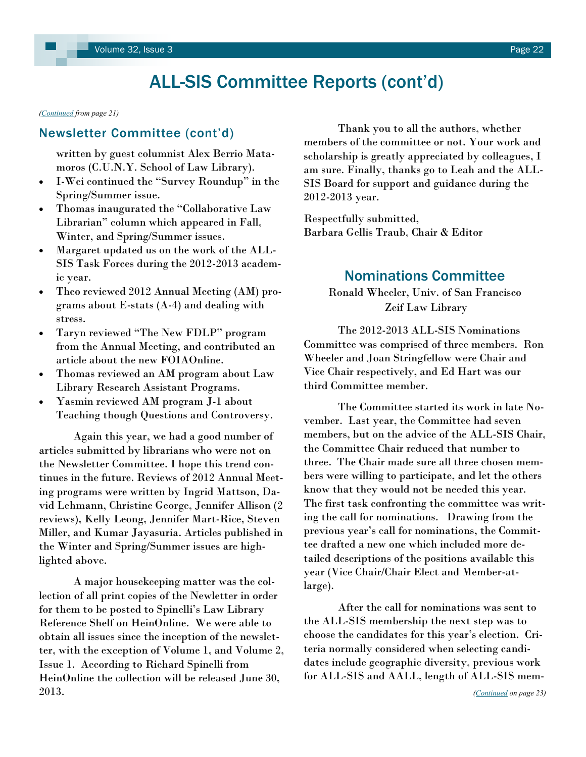# ALL-SIS Committee Reports (cont'd)

*(Continued from page 21)*

## Newsletter Committee (cont'd)

written by guest columnist Alex Berrio Matamoros (C.U.N.Y. School of Law Library).

- I-Wei continued the "Survey Roundup" in the Spring/Summer issue.
- Thomas inaugurated the "Collaborative Law Librarian" column which appeared in Fall, Winter, and Spring/Summer issues.
- Margaret updated us on the work of the ALL-SIS Task Forces during the 2012-2013 academic year.
- Theo reviewed 2012 Annual Meeting (AM) programs about E-stats (A-4) and dealing with stress.
- Taryn reviewed "The New FDLP" program from the Annual Meeting, and contributed an article about the new FOIAOnline.
- Thomas reviewed an AM program about Law Library Research Assistant Programs.
- Yasmin reviewed AM program J-1 about Teaching though Questions and Controversy.

Again this year, we had a good number of articles submitted by librarians who were not on the Newsletter Committee. I hope this trend continues in the future. Reviews of 2012 Annual Meeting programs were written by Ingrid Mattson, David Lehmann, Christine George, Jennifer Allison (2 reviews), Kelly Leong, Jennifer Mart-Rice, Steven Miller, and Kumar Jayasuria. Articles published in the Winter and Spring/Summer issues are highlighted above.

A major housekeeping matter was the collection of all print copies of the Newletter in order for them to be posted to Spinelli's Law Library Reference Shelf on HeinOnline. We were able to obtain all issues since the inception of the newsletter, with the exception of Volume 1, and Volume 2, Issue 1. According to Richard Spinelli from HeinOnline the collection will be released June 30, 2013.

Thank you to all the authors, whether members of the committee or not. Your work and scholarship is greatly appreciated by colleagues, I am sure. Finally, thanks go to Leah and the ALL-SIS Board for support and guidance during the 2012-2013 year.

Respectfully submitted,
Barbara Gellis Traub, Chair & Editor

## Nominations Committee

Ronald Wheeler, Univ. of San Francisco Zeif Law Library

The 2012-2013 ALL-SIS Nominations Committee was comprised of three members. Ron Wheeler and Joan Stringfellow were Chair and Vice Chair respectively, and Ed Hart was our third Committee member.

The Committee started its work in late November. Last year, the Committee had seven members, but on the advice of the ALL-SIS Chair, the Committee Chair reduced that number to three. The Chair made sure all three chosen members were willing to participate, and let the others know that they would not be needed this year. The first task confronting the committee was writing the call for nominations. Drawing from the previous year's call for nominations, the Committee drafted a new one which included more detailed descriptions of the positions available this year (Vice Chair/Chair Elect and Member-at-large).

After the call for nominations was sent to the ALL-SIS membership the next step was to choose the candidates for this year's election. Criteria normally considered when selecting candidates include geographic diversity, previous work for ALL-SIS and AALL, length of ALL-SIS mem-

*(Continued on page 23)*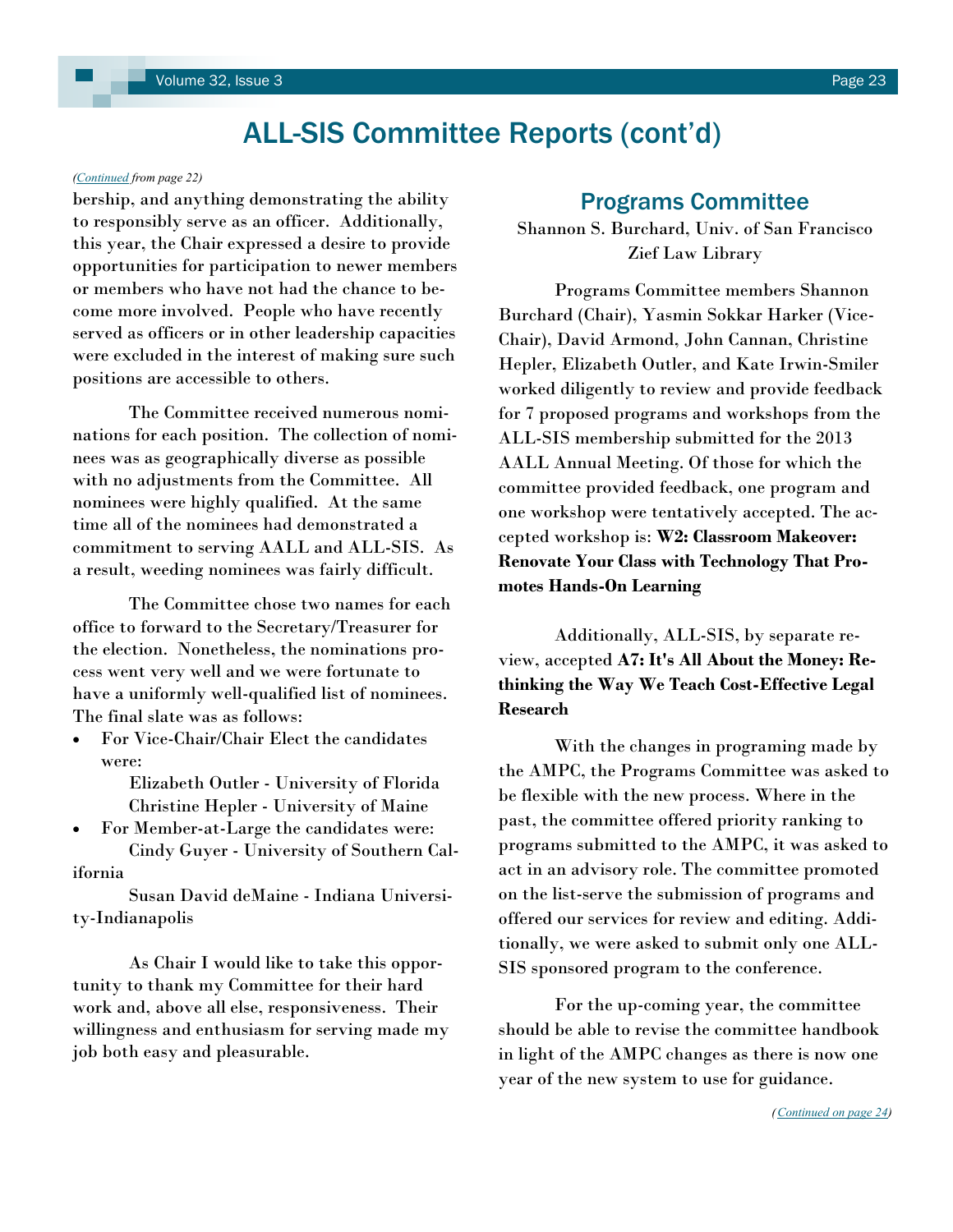# ALL-SIS Committee Reports (cont'd)

*(Continued from page 22)*

bership, and anything demonstrating the ability to responsibly serve as an officer. Additionally, this year, the Chair expressed a desire to provide opportunities for participation to newer members or members who have not had the chance to become more involved. People who have recently served as officers or in other leadership capacities were excluded in the interest of making sure such positions are accessible to others.

The Committee received numerous nominations for each position. The collection of nominees was as geographically diverse as possible with no adjustments from the Committee. All nominees were highly qualified. At the same time all of the nominees had demonstrated a commitment to serving AALL and ALL-SIS. As a result, weeding nominees was fairly difficult.

The Committee chose two names for each office to forward to the Secretary/Treasurer for the election. Nonetheless, the nominations process went very well and we were fortunate to have a uniformly well-qualified list of nominees. The final slate was as follows:

- For Vice-Chair/Chair Elect the candidates were:
  - Elizabeth Outler - University of Florida
  - Christine Hepler - University of Maine
- For Member-at-Large the candidates were:
  - Cindy Guyer - University of Southern California
  - Susan David deMaine - Indiana University-Indianapolis

As Chair I would like to take this opportunity to thank my Committee for their hard work and, above all else, responsiveness. Their willingness and enthusiasm for serving made my job both easy and pleasurable.

## Programs Committee

Shannon S. Burchard, Univ. of San Francisco Zief Law Library

Programs Committee members Shannon Burchard (Chair), Yasmin Sokkar Harker (Vice-Chair), David Armond, John Cannan, Christine Hepler, Elizabeth Outler, and Kate Irwin-Smiler worked diligently to review and provide feedback for 7 proposed programs and workshops from the ALL-SIS membership submitted for the 2013 AALL Annual Meeting. Of those for which the committee provided feedback, one program and one workshop were tentatively accepted. The accepted workshop is: **W2: Classroom Makeover: Renovate Your Class with Technology That Promotes Hands-On Learning**

Additionally, ALL-SIS, by separate review, accepted **A7: It's All About the Money: Rethinking the Way We Teach Cost-Effective Legal Research**

With the changes in programing made by the AMPC, the Programs Committee was asked to be flexible with the new process. Where in the past, the committee offered priority ranking to programs submitted to the AMPC, it was asked to act in an advisory role. The committee promoted on the list-serve the submission of programs and offered our services for review and editing. Additionally, we were asked to submit only one ALL-SIS sponsored program to the conference.

For the up-coming year, the committee should be able to revise the committee handbook in light of the AMPC changes as there is now one year of the new system to use for guidance.

*(Continued on page 24)*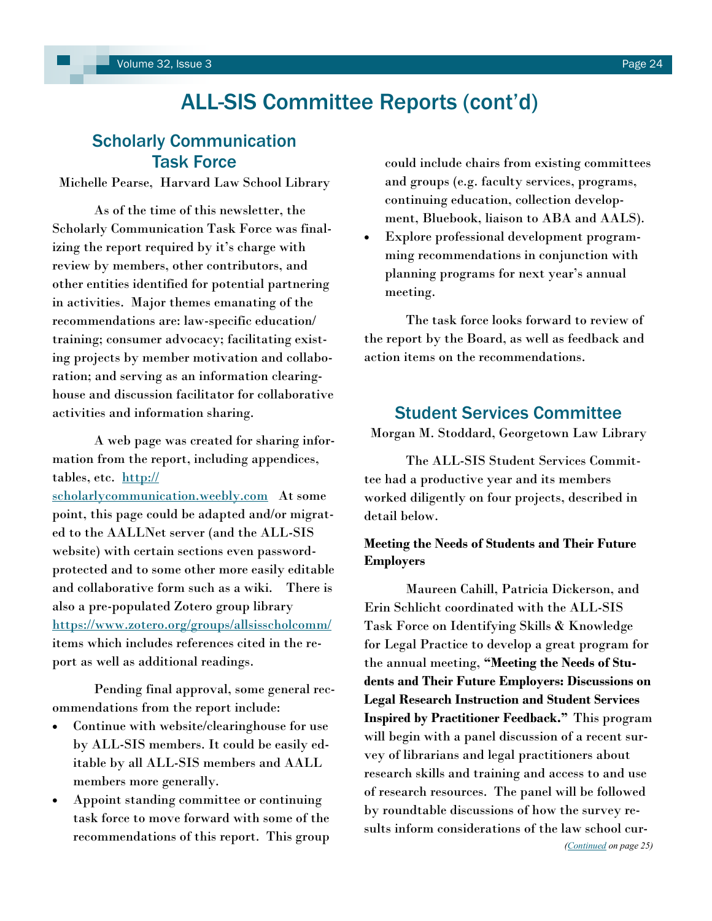# ALL-SIS Committee Reports (cont'd)

## Scholarly Communication Task Force

Michelle Pearse, Harvard Law School Library

As of the time of this newsletter, the Scholarly Communication Task Force was finalizing the report required by it's charge with review by members, other contributors, and other entities identified for potential partnering in activities. Major themes emanating of the recommendations are: law-specific education/ training; consumer advocacy; facilitating existing projects by member motivation and collaboration; and serving as an information clearinghouse and discussion facilitator for collaborative activities and information sharing.

A web page was created for sharing information from the report, including appendices, tables, etc. http://scholarlycommunication.weebly.com At some point, this page could be adapted and/or migrated to the AALLNet server (and the ALL-SIS website) with certain sections even password-protected and to some other more easily editable and collaborative form such as a wiki. There is also a pre-populated Zotero group library https://www.zotero.org/groups/allsisscholcomm/ items which includes references cited in the report as well as additional readings.

Pending final approval, some general recommendations from the report include:

- Continue with website/clearinghouse for use by ALL-SIS members. It could be easily editable by all ALL-SIS members and AALL members more generally.
- Appoint standing committee or continuing task force to move forward with some of the recommendations of this report. This group could include chairs from existing committees and groups (e.g. faculty services, programs, continuing education, collection development, Bluebook, liaison to ABA and AALS).
- Explore professional development programming recommendations in conjunction with planning programs for next year's annual meeting.

The task force looks forward to review of the report by the Board, as well as feedback and action items on the recommendations.

## Student Services Committee

Morgan M. Stoddard, Georgetown Law Library

The ALL-SIS Student Services Committee had a productive year and its members worked diligently on four projects, described in detail below.

**Meeting the Needs of Students and Their Future Employers**

Maureen Cahill, Patricia Dickerson, and Erin Schlicht coordinated with the ALL-SIS Task Force on Identifying Skills & Knowledge for Legal Practice to develop a great program for the annual meeting, **"Meeting the Needs of Students and Their Future Employers: Discussions on Legal Research Instruction and Student Services Inspired by Practitioner Feedback."** This program will begin with a panel discussion of a recent survey of librarians and legal practitioners about research skills and training and access to and use of research resources. The panel will be followed by roundtable discussions of how the survey results inform considerations of the law school cur-

*(Continued on page 25)*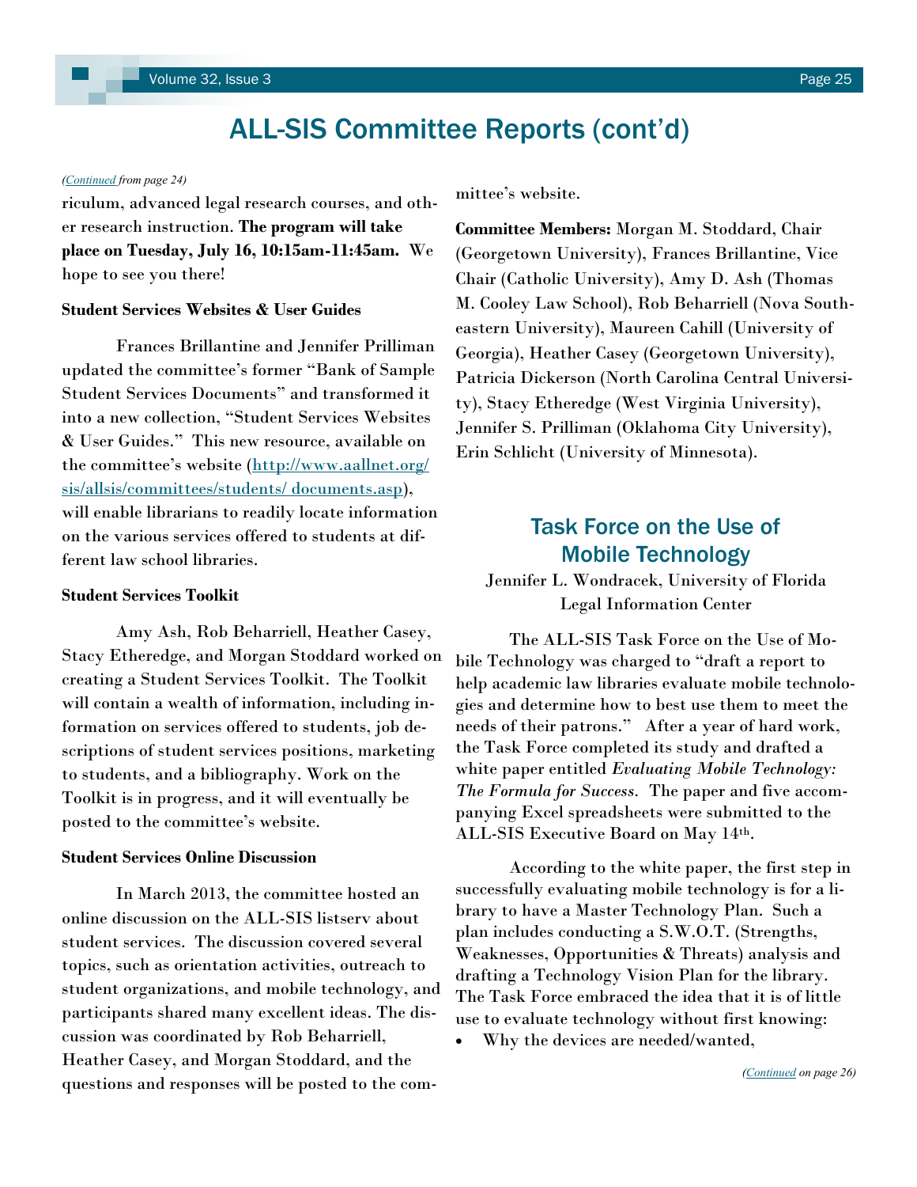# ALL-SIS Committee Reports (cont'd)

*(Continued from page 24)*

riculum, advanced legal research courses, and other research instruction. **The program will take place on Tuesday, July 16, 10:15am-11:45am.** We hope to see you there!

**Student Services Websites & User Guides**

Frances Brillantine and Jennifer Prilliman updated the committee's former "Bank of Sample Student Services Documents" and transformed it into a new collection, "Student Services Websites & User Guides." This new resource, available on the committee's website (http://www.aallnet.org/sis/allsis/committees/students/ documents.asp), will enable librarians to readily locate information on the various services offered to students at different law school libraries.

**Student Services Toolkit**

Amy Ash, Rob Beharriell, Heather Casey, Stacy Etheredge, and Morgan Stoddard worked on creating a Student Services Toolkit. The Toolkit will contain a wealth of information, including information on services offered to students, job descriptions of student services positions, marketing to students, and a bibliography. Work on the Toolkit is in progress, and it will eventually be posted to the committee's website.

**Student Services Online Discussion**

In March 2013, the committee hosted an online discussion on the ALL-SIS listserv about student services. The discussion covered several topics, such as orientation activities, outreach to student organizations, and mobile technology, and participants shared many excellent ideas. The discussion was coordinated by Rob Beharriell, Heather Casey, and Morgan Stoddard, and the questions and responses will be posted to the committee's website.

**Committee Members:** Morgan M. Stoddard, Chair (Georgetown University), Frances Brillantine, Vice Chair (Catholic University), Amy D. Ash (Thomas M. Cooley Law School), Rob Beharriell (Nova Southeastern University), Maureen Cahill (University of Georgia), Heather Casey (Georgetown University), Patricia Dickerson (North Carolina Central University), Stacy Etheredge (West Virginia University), Jennifer S. Prilliman (Oklahoma City University), Erin Schlicht (University of Minnesota).

## Task Force on the Use of Mobile Technology

Jennifer L. Wondracek, University of Florida Legal Information Center

The ALL-SIS Task Force on the Use of Mobile Technology was charged to "draft a report to help academic law libraries evaluate mobile technologies and determine how to best use them to meet the needs of their patrons." After a year of hard work, the Task Force completed its study and drafted a white paper entitled *Evaluating Mobile Technology: The Formula for Success*. The paper and five accompanying Excel spreadsheets were submitted to the ALL-SIS Executive Board on May 14th.

According to the white paper, the first step in successfully evaluating mobile technology is for a library to have a Master Technology Plan. Such a plan includes conducting a S.W.O.T. (Strengths, Weaknesses, Opportunities & Threats) analysis and drafting a Technology Vision Plan for the library. The Task Force embraced the idea that it is of little use to evaluate technology without first knowing:

- Why the devices are needed/wanted,

*(Continued on page 26)*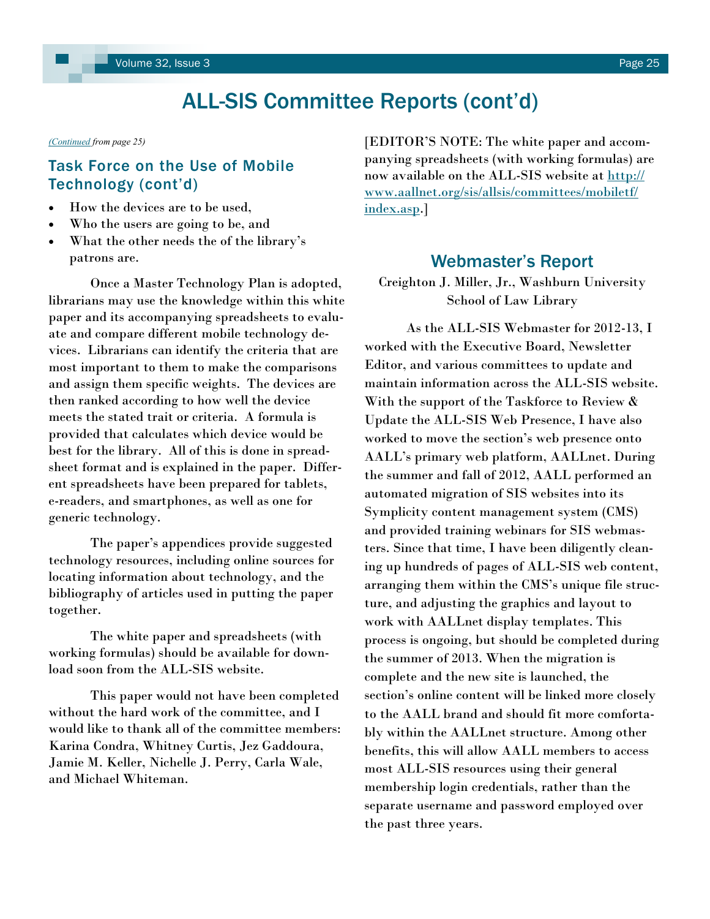# ALL-SIS Committee Reports (cont'd)

*(Continued from page 25)*

## Task Force on the Use of Mobile Technology (cont'd)

- How the devices are to be used,
- Who the users are going to be, and
- What the other needs the of the library's patrons are.

Once a Master Technology Plan is adopted, librarians may use the knowledge within this white paper and its accompanying spreadsheets to evaluate and compare different mobile technology devices. Librarians can identify the criteria that are most important to them to make the comparisons and assign them specific weights. The devices are then ranked according to how well the device meets the stated trait or criteria. A formula is provided that calculates which device would be best for the library. All of this is done in spreadsheet format and is explained in the paper. Different spreadsheets have been prepared for tablets, e-readers, and smartphones, as well as one for generic technology.

The paper's appendices provide suggested technology resources, including online sources for locating information about technology, and the bibliography of articles used in putting the paper together.

The white paper and spreadsheets (with working formulas) should be available for download soon from the ALL-SIS website.

This paper would not have been completed without the hard work of the committee, and I would like to thank all of the committee members: Karina Condra, Whitney Curtis, Jez Gaddoura, Jamie M. Keller, Nichelle J. Perry, Carla Wale, and Michael Whiteman.

[EDITOR'S NOTE: The white paper and accompanying spreadsheets (with working formulas) are now available on the ALL-SIS website at http://www.aallnet.org/sis/allsis/committees/mobiletf/index.asp.]

## Webmaster's Report

Creighton J. Miller, Jr., Washburn University School of Law Library

As the ALL-SIS Webmaster for 2012-13, I worked with the Executive Board, Newsletter Editor, and various committees to update and maintain information across the ALL-SIS website. With the support of the Taskforce to Review & Update the ALL-SIS Web Presence, I have also worked to move the section's web presence onto AALL's primary web platform, AALLnet. During the summer and fall of 2012, AALL performed an automated migration of SIS websites into its Symplicity content management system (CMS) and provided training webinars for SIS webmasters. Since that time, I have been diligently cleaning up hundreds of pages of ALL-SIS web content, arranging them within the CMS's unique file structure, and adjusting the graphics and layout to work with AALLnet display templates. This process is ongoing, but should be completed during the summer of 2013. When the migration is complete and the new site is launched, the section's online content will be linked more closely to the AALL brand and should fit more comfortably within the AALLnet structure. Among other benefits, this will allow AALL members to access most ALL-SIS resources using their general membership login credentials, rather than the separate username and password employed over the past three years.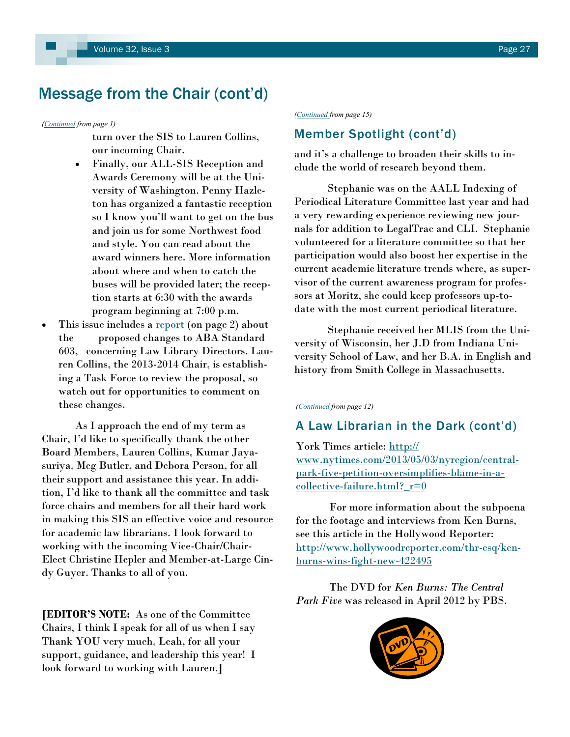# Message from the Chair (cont'd)

*(Continued from page 1)*

turn over the SIS to Lauren Collins, our incoming Chair.

- Finally, our ALL-SIS Reception and Awards Ceremony will be at the University of Washington. Penny Hazleton has organized a fantastic reception so I know you'll want to get on the bus and join us for some Northwest food and style. You can read about the award winners here. More information about where and when to catch the buses will be provided later; the reception starts at 6:30 with the awards program beginning at 7:00 p.m.

- This issue includes a report (on page 2) about the proposed changes to ABA Standard 603, concerning Law Library Directors. Lauren Collins, the 2013-2014 Chair, is establishing a Task Force to review the proposal, so watch out for opportunities to comment on these changes.

As I approach the end of my term as Chair, I'd like to specifically thank the other Board Members, Lauren Collins, Kumar Jayasuriya, Meg Butler, and Debora Person, for all their support and assistance this year. In addition, I'd like to thank all the committee and task force chairs and members for all their hard work in making this SIS an effective voice and resource for academic law librarians. I look forward to working with the incoming Vice-Chair/Chair-Elect Christine Hepler and Member-at-Large Cindy Guyer. Thanks to all of you.

**[EDITOR'S NOTE:** As one of the Committee Chairs, I think I speak for all of us when I say Thank YOU very much, Leah, for all your support, guidance, and leadership this year! I look forward to working with Lauren.**]**

*(Continued from page 15)*

## Member Spotlight (cont'd)

and it's a challenge to broaden their skills to include the world of research beyond them.

Stephanie was on the AALL Indexing of Periodical Literature Committee last year and had a very rewarding experience reviewing new journals for addition to LegalTrac and CLI. Stephanie volunteered for a literature committee so that her participation would also boost her expertise in the current academic literature trends where, as supervisor of the current awareness program for professors at Moritz, she could keep professors up-to-date with the most current periodical literature.

Stephanie received her MLIS from the University of Wisconsin, her J.D from Indiana University School of Law, and her B.A. in English and history from Smith College in Massachusetts.

*(Continued from page 12)*

## A Law Librarian in the Dark (cont'd)

York Times article: http://www.nytimes.com/2013/05/03/nyregion/central-park-five-petition-oversimplifies-blame-in-a-collective-failure.html?_r=0

For more information about the subpoena for the footage and interviews from Ken Burns, see this article in the Hollywood Reporter: http://www.hollywoodreporter.com/thr-esq/ken-burns-wins-fight-new-422495

The DVD for *Ken Burns: The Central Park Five* was released in April 2012 by PBS.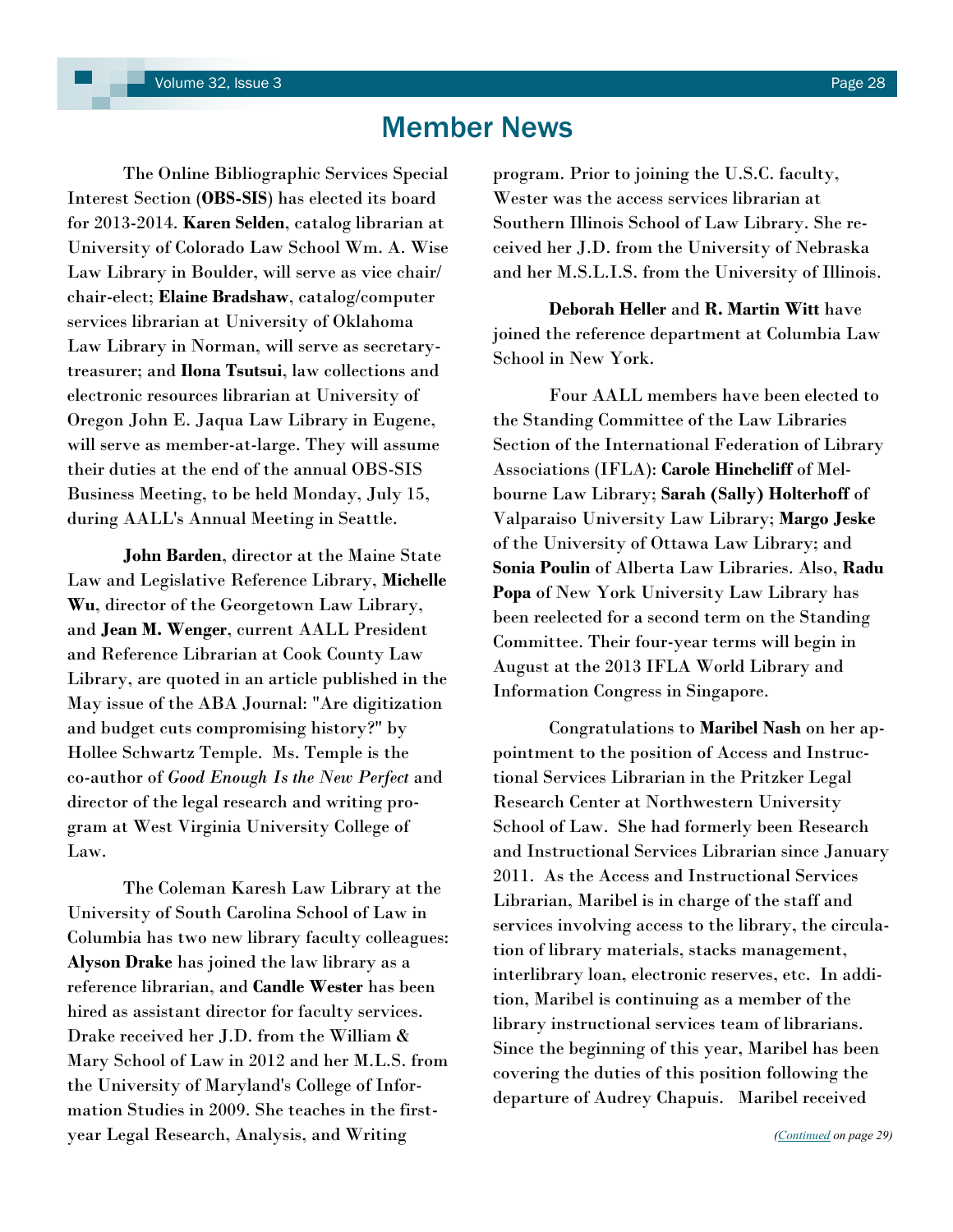# Member News

The Online Bibliographic Services Special Interest Section (**OBS-SIS**) has elected its board for 2013-2014. **Karen Selden**, catalog librarian at University of Colorado Law School Wm. A. Wise Law Library in Boulder, will serve as vice chair/ chair-elect; **Elaine Bradshaw**, catalog/computer services librarian at University of Oklahoma Law Library in Norman, will serve as secretary-treasurer; and **Ilona Tsutsui**, law collections and electronic resources librarian at University of Oregon John E. Jaqua Law Library in Eugene, will serve as member-at-large. They will assume their duties at the end of the annual OBS-SIS Business Meeting, to be held Monday, July 15, during AALL's Annual Meeting in Seattle.

**John Barden**, director at the Maine State Law and Legislative Reference Library, **Michelle Wu**, director of the Georgetown Law Library, and **Jean M. Wenger**, current AALL President and Reference Librarian at Cook County Law Library, are quoted in an article published in the May issue of the ABA Journal: "Are digitization and budget cuts compromising history?" by Hollee Schwartz Temple. Ms. Temple is the co-author of *Good Enough Is the New Perfect* and director of the legal research and writing program at West Virginia University College of Law.

The Coleman Karesh Law Library at the University of South Carolina School of Law in Columbia has two new library faculty colleagues: **Alyson Drake** has joined the law library as a reference librarian, and **Candle Wester** has been hired as assistant director for faculty services. Drake received her J.D. from the William & Mary School of Law in 2012 and her M.L.S. from the University of Maryland's College of Information Studies in 2009. She teaches in the first-year Legal Research, Analysis, and Writing program. Prior to joining the U.S.C. faculty, Wester was the access services librarian at Southern Illinois School of Law Library. She received her J.D. from the University of Nebraska and her M.S.L.I.S. from the University of Illinois.

**Deborah Heller** and **R. Martin Witt** have joined the reference department at Columbia Law School in New York.

Four AALL members have been elected to the Standing Committee of the Law Libraries Section of the International Federation of Library Associations (IFLA): **Carole Hinchcliff** of Melbourne Law Library; **Sarah (Sally) Holterhoff** of Valparaiso University Law Library; **Margo Jeske** of the University of Ottawa Law Library; and **Sonia Poulin** of Alberta Law Libraries. Also, **Radu Popa** of New York University Law Library has been reelected for a second term on the Standing Committee. Their four-year terms will begin in August at the 2013 IFLA World Library and Information Congress in Singapore.

Congratulations to **Maribel Nash** on her appointment to the position of Access and Instructional Services Librarian in the Pritzker Legal Research Center at Northwestern University School of Law. She had formerly been Research and Instructional Services Librarian since January 2011. As the Access and Instructional Services Librarian, Maribel is in charge of the staff and services involving access to the library, the circulation of library materials, stacks management, interlibrary loan, electronic reserves, etc. In addition, Maribel is continuing as a member of the library instructional services team of librarians. Since the beginning of this year, Maribel has been covering the duties of this position following the departure of Audrey Chapuis. Maribel received

*(Continued on page 29)*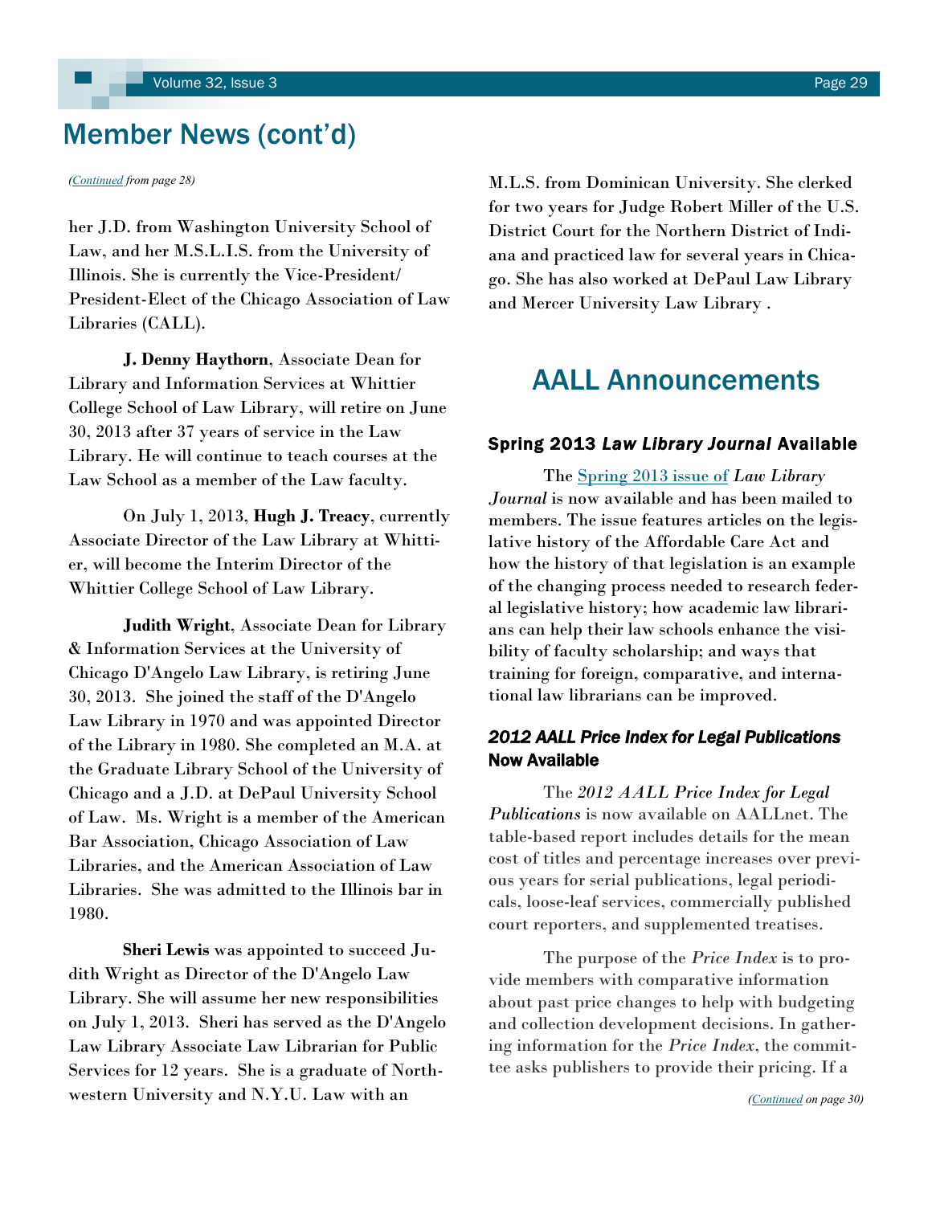## Member News (cont'd)

*(Continued from page 28)*

her J.D. from Washington University School of Law, and her M.S.L.I.S. from the University of Illinois. She is currently the Vice-President/ President-Elect of the Chicago Association of Law Libraries (CALL).

**J. Denny Haythorn**, Associate Dean for Library and Information Services at Whittier College School of Law Library, will retire on June 30, 2013 after 37 years of service in the Law Library. He will continue to teach courses at the Law School as a member of the Law faculty.

On July 1, 2013, **Hugh J. Treacy**, currently Associate Director of the Law Library at Whittier, will become the Interim Director of the Whittier College School of Law Library.

**Judith Wright**, Associate Dean for Library & Information Services at the University of Chicago D'Angelo Law Library, is retiring June 30, 2013. She joined the staff of the D'Angelo Law Library in 1970 and was appointed Director of the Library in 1980. She completed an M.A. at the Graduate Library School of the University of Chicago and a J.D. at DePaul University School of Law. Ms. Wright is a member of the American Bar Association, Chicago Association of Law Libraries, and the American Association of Law Libraries. She was admitted to the Illinois bar in 1980.

**Sheri Lewis** was appointed to succeed Judith Wright as Director of the D'Angelo Law Library. She will assume her new responsibilities on July 1, 2013. Sheri has served as the D'Angelo Law Library Associate Law Librarian for Public Services for 12 years. She is a graduate of Northwestern University and N.Y.U. Law with an M.L.S. from Dominican University. She clerked for two years for Judge Robert Miller of the U.S. District Court for the Northern District of Indiana and practiced law for several years in Chicago. She has also worked at DePaul Law Library and Mercer University Law Library .

## AALL Announcements

### Spring 2013 *Law Library Journal* Available

The Spring 2013 issue of *Law Library Journal* is now available and has been mailed to members. The issue features articles on the legislative history of the Affordable Care Act and how the history of that legislation is an example of the changing process needed to research federal legislative history; how academic law librarians can help their law schools enhance the visibility of faculty scholarship; and ways that training for foreign, comparative, and international law librarians can be improved.

### *2012 AALL Price Index for Legal Publications* Now Available

The *2012 AALL Price Index for Legal Publications* is now available on AALLnet. The table-based report includes details for the mean cost of titles and percentage increases over previous years for serial publications, legal periodicals, loose-leaf services, commercially published court reporters, and supplemented treatises.

The purpose of the *Price Index* is to provide members with comparative information about past price changes to help with budgeting and collection development decisions. In gathering information for the *Price Index*, the committee asks publishers to provide their pricing. If a

*(Continued on page 30)*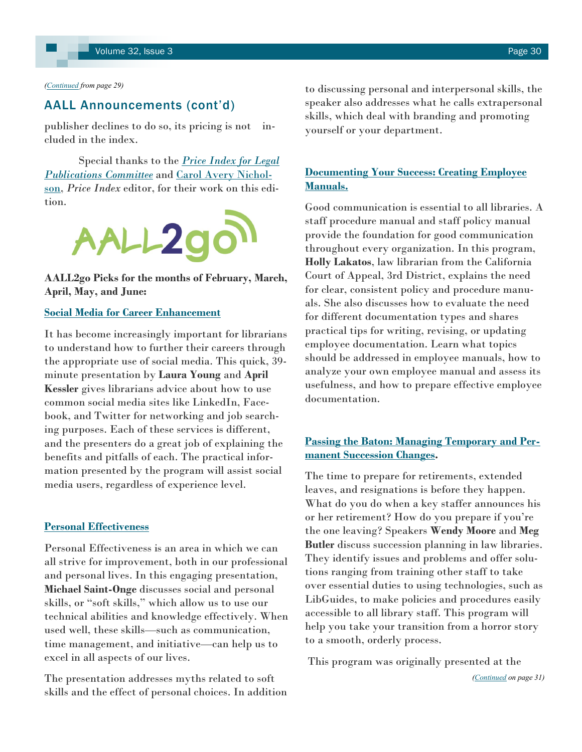*(Continued from page 29)*

## AALL Announcements (cont'd)

publisher declines to do so, its pricing is not included in the index.

Special thanks to the ***Price Index for Legal Publications Committee*** and Carol Avery Nicholson, *Price Index* editor, for their work on this edition.

AALL2go

**AALL2go Picks for the months of February, March, April, May, and June:**

**Social Media for Career Enhancement**

It has become increasingly important for librarians to understand how to further their careers through the appropriate use of social media. This quick, 39-minute presentation by **Laura Young** and **April Kessler** gives librarians advice about how to use common social media sites like LinkedIn, Facebook, and Twitter for networking and job searching purposes. Each of these services is different, and the presenters do a great job of explaining the benefits and pitfalls of each. The practical information presented by the program will assist social media users, regardless of experience level.

**Personal Effectiveness**

Personal Effectiveness is an area in which we can all strive for improvement, both in our professional and personal lives. In this engaging presentation, **Michael Saint-Onge** discusses social and personal skills, or "soft skills," which allow us to use our technical abilities and knowledge effectively. When used well, these skills—such as communication, time management, and initiative—can help us to excel in all aspects of our lives.

The presentation addresses myths related to soft skills and the effect of personal choices. In addition to discussing personal and interpersonal skills, the speaker also addresses what he calls extrapersonal skills, which deal with branding and promoting yourself or your department.

**Documenting Your Success: Creating Employee Manuals.**

Good communication is essential to all libraries. A staff procedure manual and staff policy manual provide the foundation for good communication throughout every organization. In this program, **Holly Lakatos**, law librarian from the California Court of Appeal, 3rd District, explains the need for clear, consistent policy and procedure manuals. She also discusses how to evaluate the need for different documentation types and shares practical tips for writing, revising, or updating employee documentation. Learn what topics should be addressed in employee manuals, how to analyze your own employee manual and assess its usefulness, and how to prepare effective employee documentation.

**Passing the Baton: Managing Temporary and Permanent Succession Changes.**

The time to prepare for retirements, extended leaves, and resignations is before they happen. What do you do when a key staffer announces his or her retirement? How do you prepare if you're the one leaving? Speakers **Wendy Moore** and **Meg Butler** discuss succession planning in law libraries. They identify issues and problems and offer solutions ranging from training other staff to take over essential duties to using technologies, such as LibGuides, to make policies and procedures easily accessible to all library staff. This program will help you take your transition from a horror story to a smooth, orderly process.

This program was originally presented at the

*(Continued on page 31)*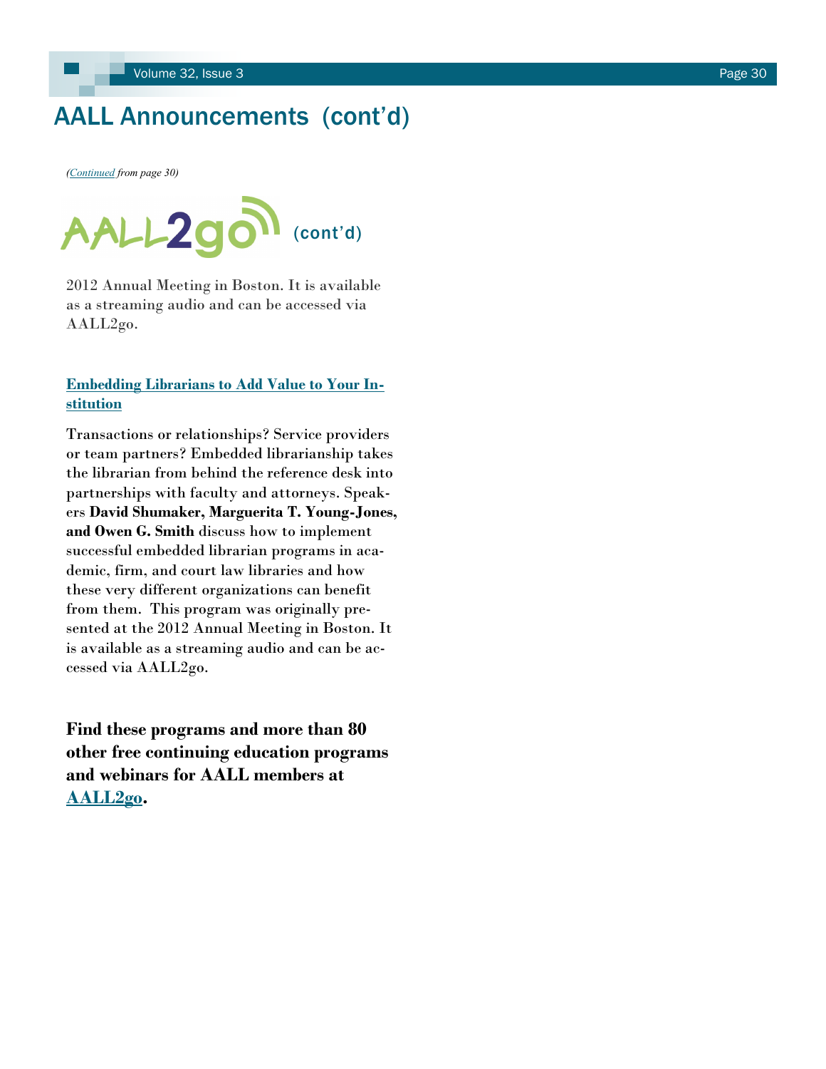# AALL Announcements (cont'd)

*(Continued from page 30)*

## AALL2go (cont'd)

2012 Annual Meeting in Boston. It is available as a streaming audio and can be accessed via AALL2go.

### Embedding Librarians to Add Value to Your Institution

Transactions or relationships? Service providers or team partners? Embedded librarianship takes the librarian from behind the reference desk into partnerships with faculty and attorneys. Speakers **David Shumaker, Marguerita T. Young-Jones, and Owen G. Smith** discuss how to implement successful embedded librarian programs in academic, firm, and court law libraries and how these very different organizations can benefit from them. This program was originally presented at the 2012 Annual Meeting in Boston. It is available as a streaming audio and can be accessed via AALL2go.

**Find these programs and more than 80 other free continuing education programs and webinars for AALL members at AALL2go.**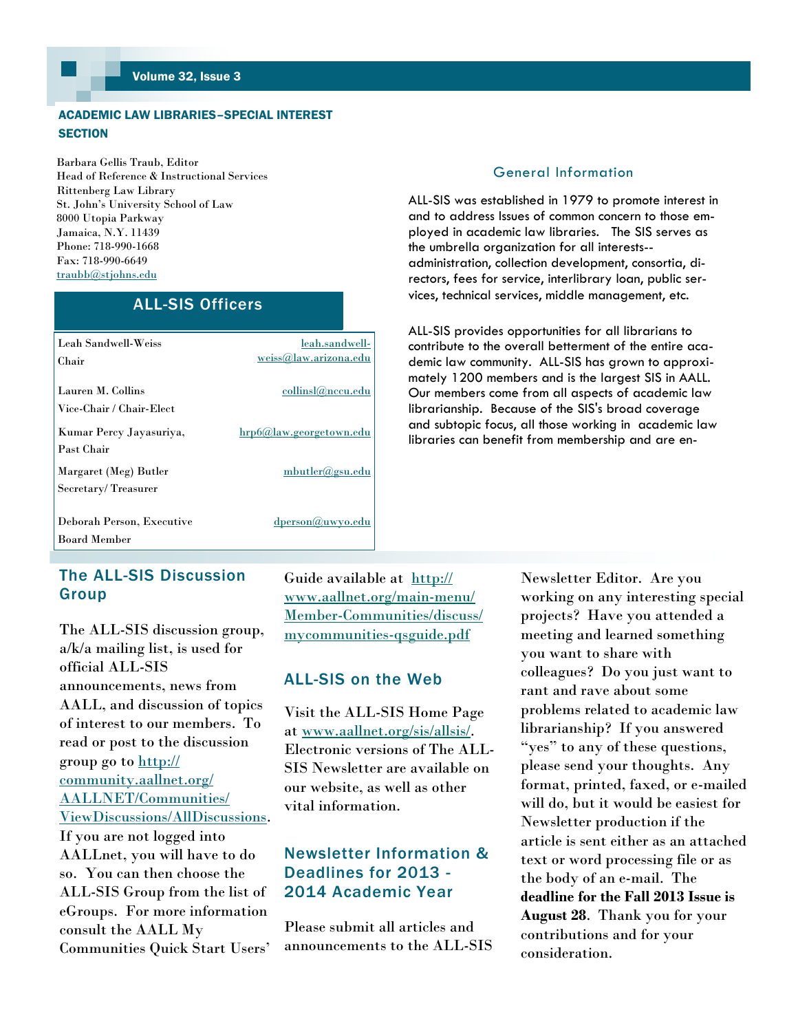## ACADEMIC LAW LIBRARIES–SPECIAL INTEREST SECTION

Barbara Gellis Traub, Editor
Head of Reference & Instructional Services
Rittenberg Law Library
St. John's University School of Law
8000 Utopia Parkway
Jamaica, N.Y. 11439
Phone: 718-990-1668
Fax: 718-990-6649
traubb@stjohns.edu

### ALL-SIS Officers

| | |
|---|---|
| Leah Sandwell-Weiss Chair | leah.sandwell-weiss@law.arizona.edu |
| Lauren M. Collins Vice-Chair / Chair-Elect | collinsl@nccu.edu |
| Kumar Percy Jayasuriya, Past Chair | hrp6@law.georgetown.edu |
| Margaret (Meg) Butler Secretary/ Treasurer | mbutler@gsu.edu |
| Deborah Person, Executive Board Member | dperson@uwyo.edu |

### General Information

ALL-SIS was established in 1979 to promote interest in and to address Issues of common concern to those employed in academic law libraries. The SIS serves as the umbrella organization for all interests--administration, collection development, consortia, directors, fees for service, interlibrary loan, public services, technical services, middle management, etc.

ALL-SIS provides opportunities for all librarians to contribute to the overall betterment of the entire academic law community. ALL-SIS has grown to approximately 1200 members and is the largest SIS in AALL. Our members come from all aspects of academic law librarianship. Because of the SIS's broad coverage and subtopic focus, all those working in academic law libraries can benefit from membership and are en-

### The ALL-SIS Discussion Group

The ALL-SIS discussion group, a/k/a mailing list, is used for official ALL-SIS announcements, news from AALL, and discussion of topics of interest to our members. To read or post to the discussion group go to http://community.aallnet.org/AALLNET/Communities/ViewDiscussions/AllDiscussions. If you are not logged into AALLnet, you will have to do so. You can then choose the ALL-SIS Group from the list of eGroups. For more information consult the AALL My Communities Quick Start Users' Guide available at http://www.aallnet.org/main-menu/Member-Communities/discuss/mycommunities-qsguide.pdf

### ALL-SIS on the Web

Visit the ALL-SIS Home Page at www.aallnet.org/sis/allsis/. Electronic versions of The ALL-SIS Newsletter are available on our website, as well as other vital information.

### Newsletter Information & Deadlines for 2013 - 2014 Academic Year

Please submit all articles and announcements to the ALL-SIS Newsletter Editor. Are you working on any interesting special projects? Have you attended a meeting and learned something you want to share with colleagues? Do you just want to rant and rave about some problems related to academic law librarianship? If you answered "yes" to any of these questions, please send your thoughts. Any format, printed, faxed, or e-mailed will do, but it would be easiest for Newsletter production if the article is sent either as an attached text or word processing file or as the body of an e-mail. The **deadline for the Fall 2013 Issue is August 28**. Thank you for your contributions and for your consideration.